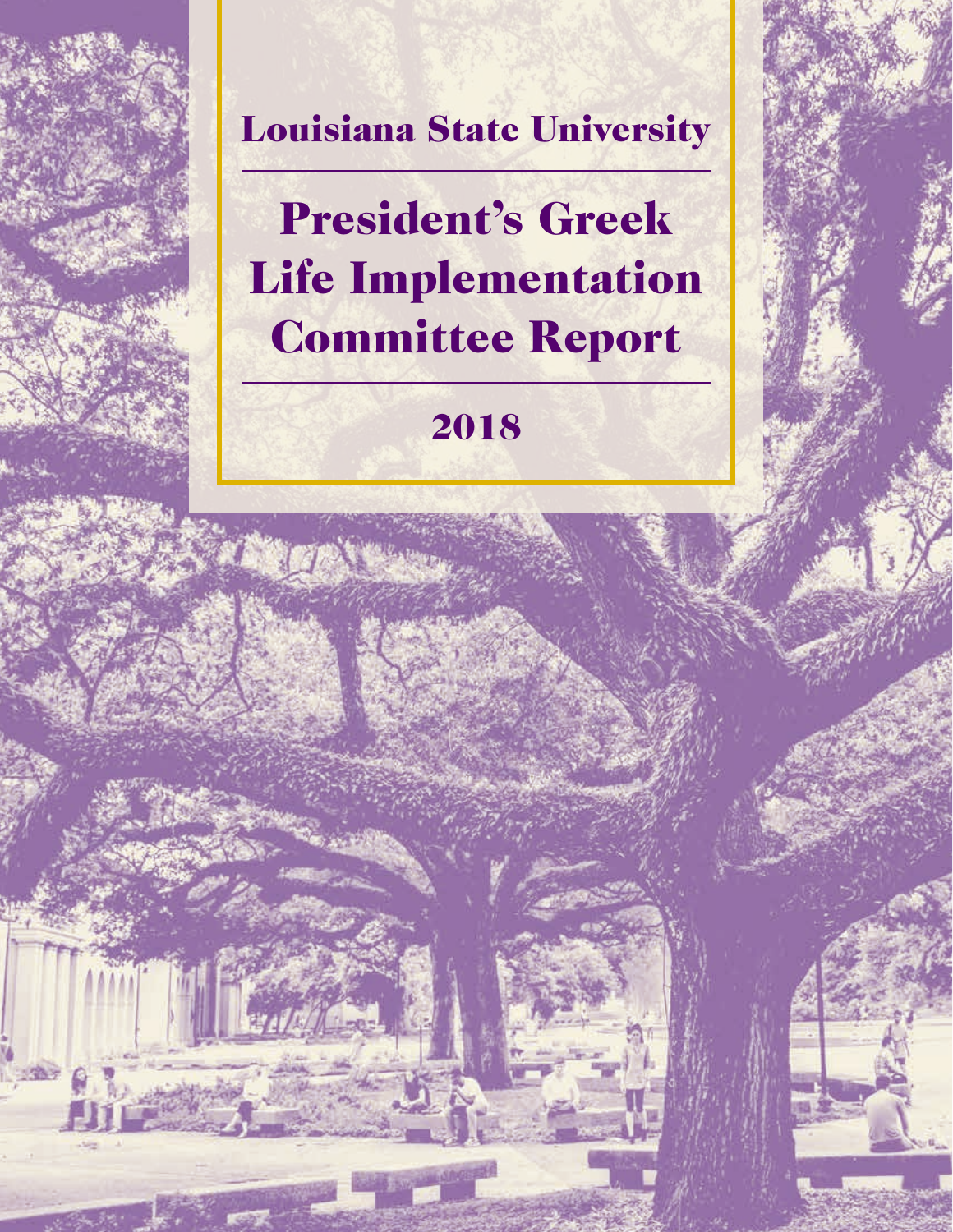Louisiana State University

# President's Greek Life Implementation Committee Report

2018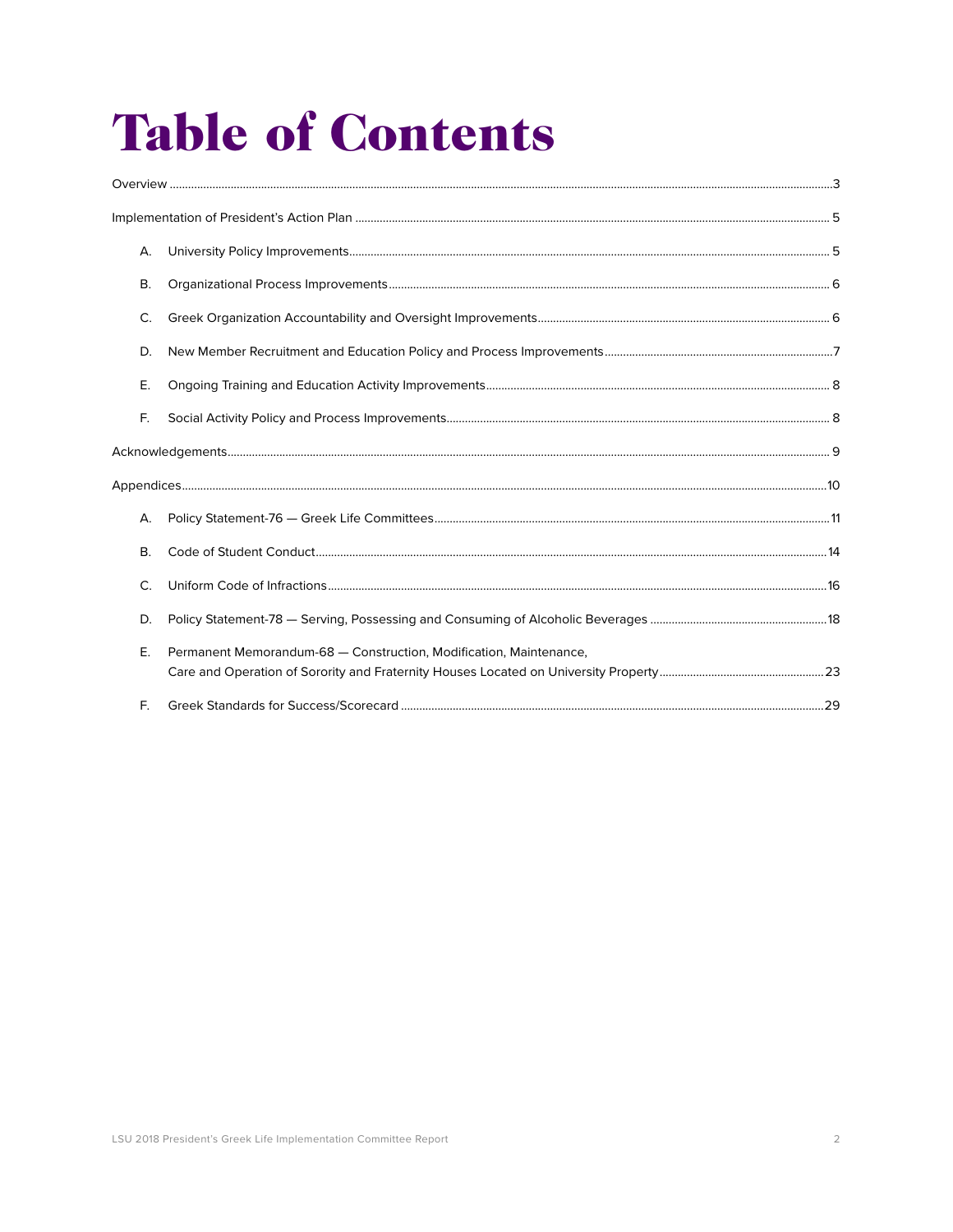# Table of Contents

Overview ..... 3

Implementation of President's Action Plan ..... 5

- A. University Policy Improvements ..... 5
- B. Organizational Process Improvements ..... 6
- C. Greek Organization Accountability and Oversight Improvements ..... 6
- D. New Member Recruitment and Education Policy and Process Improvements ..... 7
- E. Ongoing Training and Education Activity Improvements ..... 8
- F. Social Activity Policy and Process Improvements ..... 8

Acknowledgements ..... 9

Appendices ..... 10

- A. Policy Statement-76 — Greek Life Committees ..... 11
- B. Code of Student Conduct ..... 14
- C. Uniform Code of Infractions ..... 16
- D. Policy Statement-78 — Serving, Possessing and Consuming of Alcoholic Beverages ..... 18
- E. Permanent Memorandum-68 — Construction, Modification, Maintenance, Care and Operation of Sorority and Fraternity Houses Located on University Property ..... 23
- F. Greek Standards for Success/Scorecard ..... 29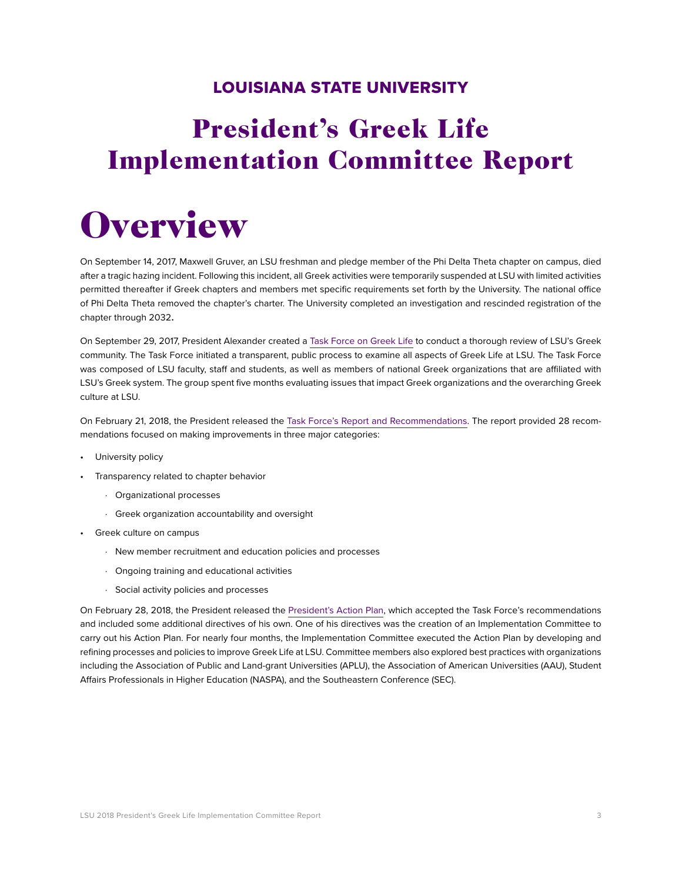## LOUISIANA STATE UNIVERSITY

# President's Greek Life Implementation Committee Report

# Overview

On September 14, 2017, Maxwell Gruver, an LSU freshman and pledge member of the Phi Delta Theta chapter on campus, died after a tragic hazing incident. Following this incident, all Greek activities were temporarily suspended at LSU with limited activities permitted thereafter if Greek chapters and members met specific requirements set forth by the University. The national office of Phi Delta Theta removed the chapter's charter. The University completed an investigation and rescinded registration of the chapter through 2032.

On September 29, 2017, President Alexander created a Task Force on Greek Life to conduct a thorough review of LSU's Greek community. The Task Force initiated a transparent, public process to examine all aspects of Greek Life at LSU. The Task Force was composed of LSU faculty, staff and students, as well as members of national Greek organizations that are affiliated with LSU's Greek system. The group spent five months evaluating issues that impact Greek organizations and the overarching Greek culture at LSU.

On February 21, 2018, the President released the Task Force's Report and Recommendations. The report provided 28 recommendations focused on making improvements in three major categories:

- University policy
- Transparency related to chapter behavior
  - Organizational processes
  - Greek organization accountability and oversight
- Greek culture on campus
  - New member recruitment and education policies and processes
  - Ongoing training and educational activities
  - Social activity policies and processes

On February 28, 2018, the President released the President's Action Plan, which accepted the Task Force's recommendations and included some additional directives of his own. One of his directives was the creation of an Implementation Committee to carry out his Action Plan. For nearly four months, the Implementation Committee executed the Action Plan by developing and refining processes and policies to improve Greek Life at LSU. Committee members also explored best practices with organizations including the Association of Public and Land-grant Universities (APLU), the Association of American Universities (AAU), Student Affairs Professionals in Higher Education (NASPA), and the Southeastern Conference (SEC).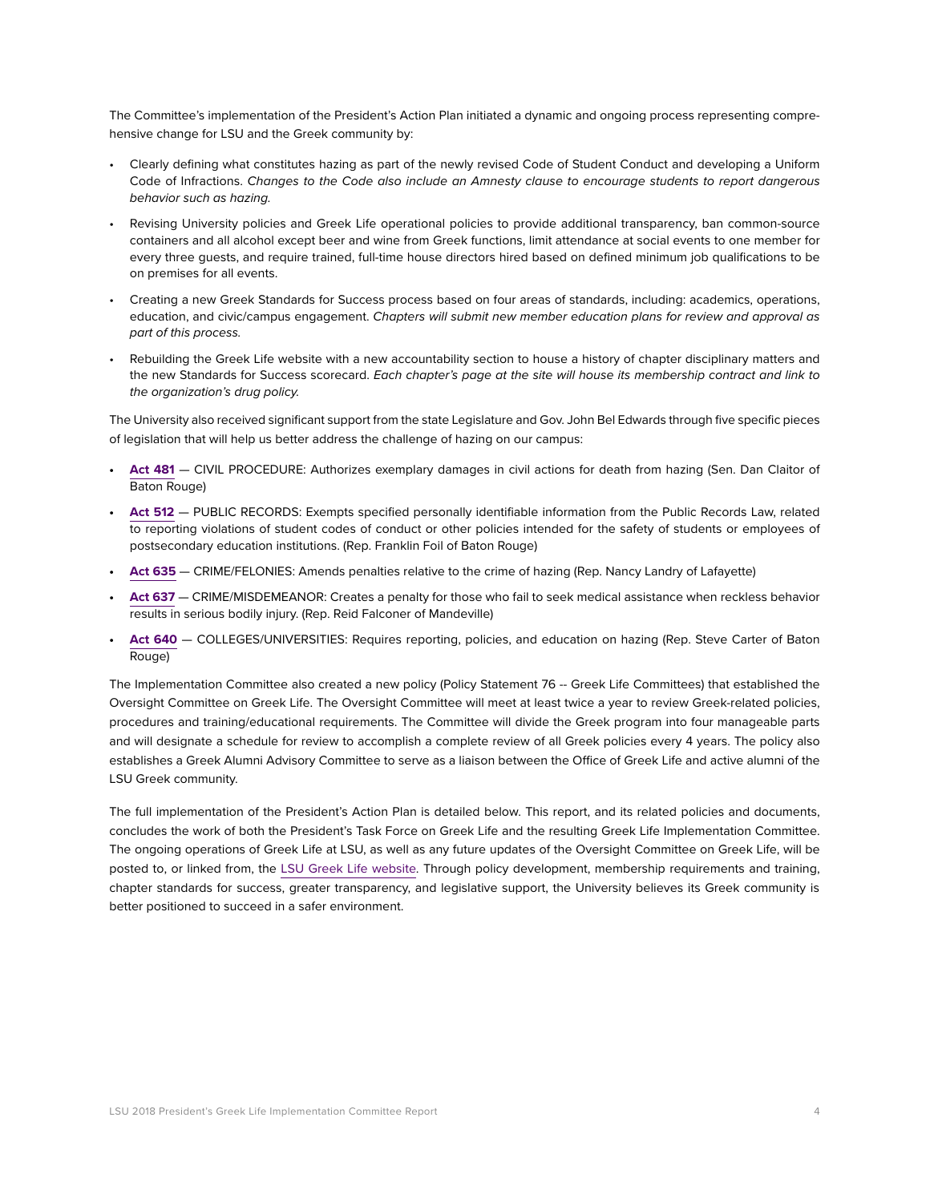The Committee's implementation of the President's Action Plan initiated a dynamic and ongoing process representing comprehensive change for LSU and the Greek community by:

- Clearly defining what constitutes hazing as part of the newly revised Code of Student Conduct and developing a Uniform Code of Infractions. *Changes to the Code also include an Amnesty clause to encourage students to report dangerous behavior such as hazing.*
- Revising University policies and Greek Life operational policies to provide additional transparency, ban common-source containers and all alcohol except beer and wine from Greek functions, limit attendance at social events to one member for every three guests, and require trained, full-time house directors hired based on defined minimum job qualifications to be on premises for all events.
- Creating a new Greek Standards for Success process based on four areas of standards, including: academics, operations, education, and civic/campus engagement. *Chapters will submit new member education plans for review and approval as part of this process.*
- Rebuilding the Greek Life website with a new accountability section to house a history of chapter disciplinary matters and the new Standards for Success scorecard. *Each chapter's page at the site will house its membership contract and link to the organization's drug policy.*

The University also received significant support from the state Legislature and Gov. John Bel Edwards through five specific pieces of legislation that will help us better address the challenge of hazing on our campus:

- **Act 481** — CIVIL PROCEDURE: Authorizes exemplary damages in civil actions for death from hazing (Sen. Dan Claitor of Baton Rouge)
- **Act 512** — PUBLIC RECORDS: Exempts specified personally identifiable information from the Public Records Law, related to reporting violations of student codes of conduct or other policies intended for the safety of students or employees of postsecondary education institutions. (Rep. Franklin Foil of Baton Rouge)
- **Act 635** — CRIME/FELONIES: Amends penalties relative to the crime of hazing (Rep. Nancy Landry of Lafayette)
- **Act 637** — CRIME/MISDEMEANOR: Creates a penalty for those who fail to seek medical assistance when reckless behavior results in serious bodily injury. (Rep. Reid Falconer of Mandeville)
- **Act 640** — COLLEGES/UNIVERSITIES: Requires reporting, policies, and education on hazing (Rep. Steve Carter of Baton Rouge)

The Implementation Committee also created a new policy (Policy Statement 76 -- Greek Life Committees) that established the Oversight Committee on Greek Life. The Oversight Committee will meet at least twice a year to review Greek-related policies, procedures and training/educational requirements. The Committee will divide the Greek program into four manageable parts and will designate a schedule for review to accomplish a complete review of all Greek policies every 4 years. The policy also establishes a Greek Alumni Advisory Committee to serve as a liaison between the Office of Greek Life and active alumni of the LSU Greek community.

The full implementation of the President's Action Plan is detailed below. This report, and its related policies and documents, concludes the work of both the President's Task Force on Greek Life and the resulting Greek Life Implementation Committee. The ongoing operations of Greek Life at LSU, as well as any future updates of the Oversight Committee on Greek Life, will be posted to, or linked from, the LSU Greek Life website. Through policy development, membership requirements and training, chapter standards for success, greater transparency, and legislative support, the University believes its Greek community is better positioned to succeed in a safer environment.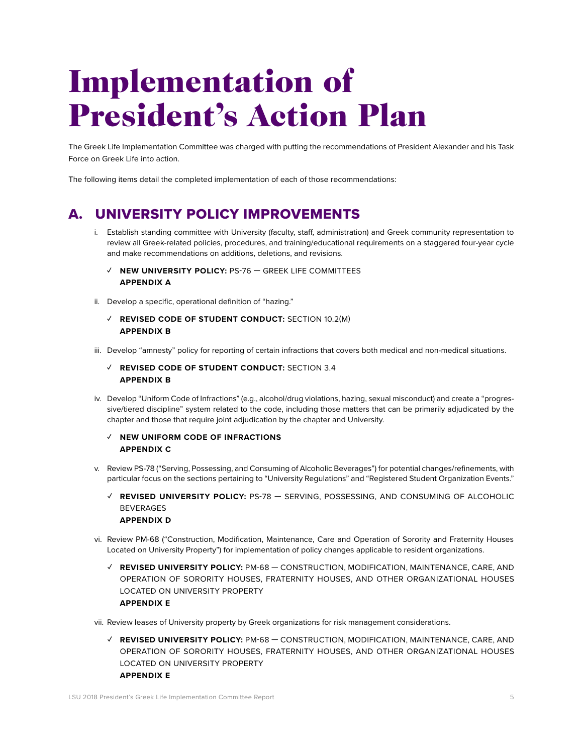# Implementation of President's Action Plan

The Greek Life Implementation Committee was charged with putting the recommendations of President Alexander and his Task Force on Greek Life into action.

The following items detail the completed implementation of each of those recommendations:

## A. UNIVERSITY POLICY IMPROVEMENTS

i. Establish standing committee with University (faculty, staff, administration) and Greek community representation to review all Greek-related policies, procedures, and training/educational requirements on a staggered four-year cycle and make recommendations on additions, deletions, and revisions.

   ✓ **NEW UNIVERSITY POLICY:** PS-76 — GREEK LIFE COMMITTEES
   **APPENDIX A**

ii. Develop a specific, operational definition of "hazing."

   ✓ **REVISED CODE OF STUDENT CONDUCT:** SECTION 10.2(M)
   **APPENDIX B**

iii. Develop "amnesty" policy for reporting of certain infractions that covers both medical and non-medical situations.

   ✓ **REVISED CODE OF STUDENT CONDUCT:** SECTION 3.4
   **APPENDIX B**

iv. Develop "Uniform Code of Infractions" (e.g., alcohol/drug violations, hazing, sexual misconduct) and create a "progressive/tiered discipline" system related to the code, including those matters that can be primarily adjudicated by the chapter and those that require joint adjudication by the chapter and University.

   ✓ **NEW UNIFORM CODE OF INFRACTIONS**
   **APPENDIX C**

v. Review PS-78 ("Serving, Possessing, and Consuming of Alcoholic Beverages") for potential changes/refinements, with particular focus on the sections pertaining to "University Regulations" and "Registered Student Organization Events."

   ✓ **REVISED UNIVERSITY POLICY:** PS-78 — SERVING, POSSESSING, AND CONSUMING OF ALCOHOLIC BEVERAGES
   **APPENDIX D**

vi. Review PM-68 ("Construction, Modification, Maintenance, Care and Operation of Sorority and Fraternity Houses Located on University Property") for implementation of policy changes applicable to resident organizations.

   ✓ **REVISED UNIVERSITY POLICY:** PM-68 — CONSTRUCTION, MODIFICATION, MAINTENANCE, CARE, AND OPERATION OF SORORITY HOUSES, FRATERNITY HOUSES, AND OTHER ORGANIZATIONAL HOUSES LOCATED ON UNIVERSITY PROPERTY
   **APPENDIX E**

vii. Review leases of University property by Greek organizations for risk management considerations.

   ✓ **REVISED UNIVERSITY POLICY:** PM-68 — CONSTRUCTION, MODIFICATION, MAINTENANCE, CARE, AND OPERATION OF SORORITY HOUSES, FRATERNITY HOUSES, AND OTHER ORGANIZATIONAL HOUSES LOCATED ON UNIVERSITY PROPERTY
   **APPENDIX E**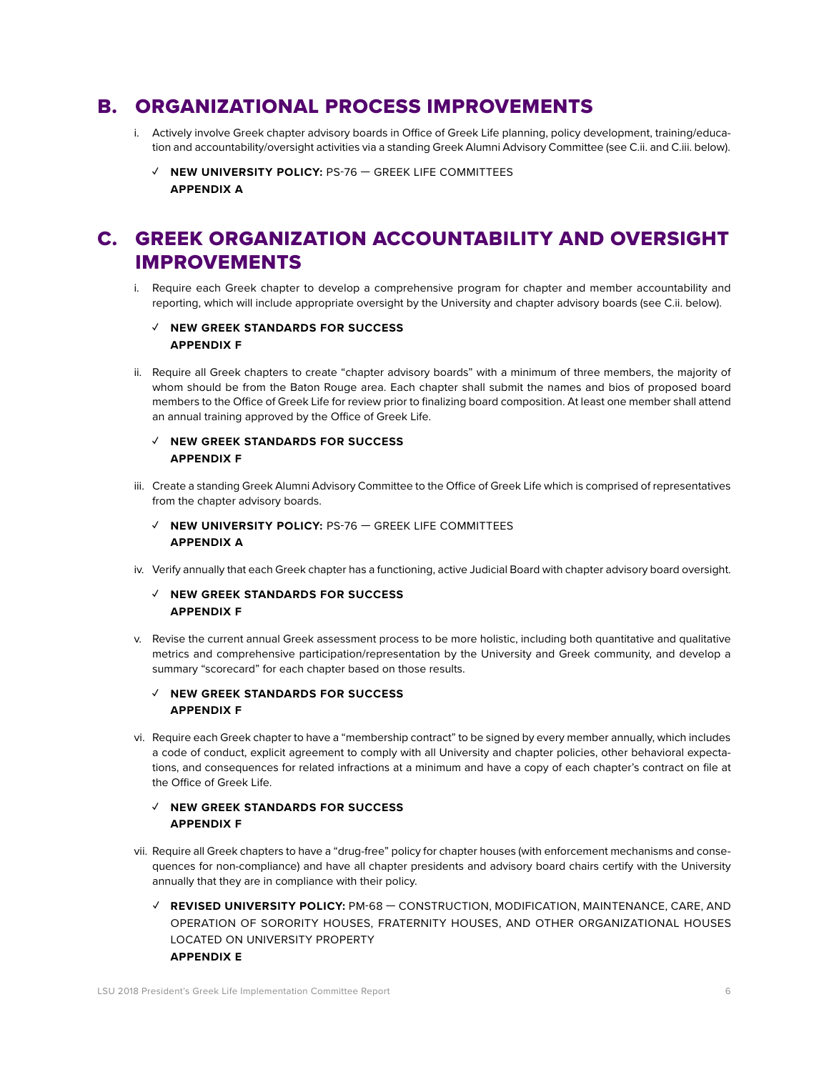## B. ORGANIZATIONAL PROCESS IMPROVEMENTS

i. Actively involve Greek chapter advisory boards in Office of Greek Life planning, policy development, training/education and accountability/oversight activities via a standing Greek Alumni Advisory Committee (see C.ii. and C.iii. below).

✓ **NEW UNIVERSITY POLICY:** PS-76 — GREEK LIFE COMMITTEES
**APPENDIX A**

## C. GREEK ORGANIZATION ACCOUNTABILITY AND OVERSIGHT IMPROVEMENTS

i. Require each Greek chapter to develop a comprehensive program for chapter and member accountability and reporting, which will include appropriate oversight by the University and chapter advisory boards (see C.ii. below).

✓ **NEW GREEK STANDARDS FOR SUCCESS**
**APPENDIX F**

ii. Require all Greek chapters to create "chapter advisory boards" with a minimum of three members, the majority of whom should be from the Baton Rouge area. Each chapter shall submit the names and bios of proposed board members to the Office of Greek Life for review prior to finalizing board composition. At least one member shall attend an annual training approved by the Office of Greek Life.

✓ **NEW GREEK STANDARDS FOR SUCCESS**
**APPENDIX F**

iii. Create a standing Greek Alumni Advisory Committee to the Office of Greek Life which is comprised of representatives from the chapter advisory boards.

✓ **NEW UNIVERSITY POLICY:** PS-76 — GREEK LIFE COMMITTEES
**APPENDIX A**

iv. Verify annually that each Greek chapter has a functioning, active Judicial Board with chapter advisory board oversight.

✓ **NEW GREEK STANDARDS FOR SUCCESS**
**APPENDIX F**

v. Revise the current annual Greek assessment process to be more holistic, including both quantitative and qualitative metrics and comprehensive participation/representation by the University and Greek community, and develop a summary "scorecard" for each chapter based on those results.

✓ **NEW GREEK STANDARDS FOR SUCCESS**
**APPENDIX F**

vi. Require each Greek chapter to have a "membership contract" to be signed by every member annually, which includes a code of conduct, explicit agreement to comply with all University and chapter policies, other behavioral expectations, and consequences for related infractions at a minimum and have a copy of each chapter's contract on file at the Office of Greek Life.

✓ **NEW GREEK STANDARDS FOR SUCCESS**
**APPENDIX F**

vii. Require all Greek chapters to have a "drug-free" policy for chapter houses (with enforcement mechanisms and consequences for non-compliance) and have all chapter presidents and advisory board chairs certify with the University annually that they are in compliance with their policy.

✓ **REVISED UNIVERSITY POLICY:** PM-68 — CONSTRUCTION, MODIFICATION, MAINTENANCE, CARE, AND OPERATION OF SORORITY HOUSES, FRATERNITY HOUSES, AND OTHER ORGANIZATIONAL HOUSES LOCATED ON UNIVERSITY PROPERTY
**APPENDIX E**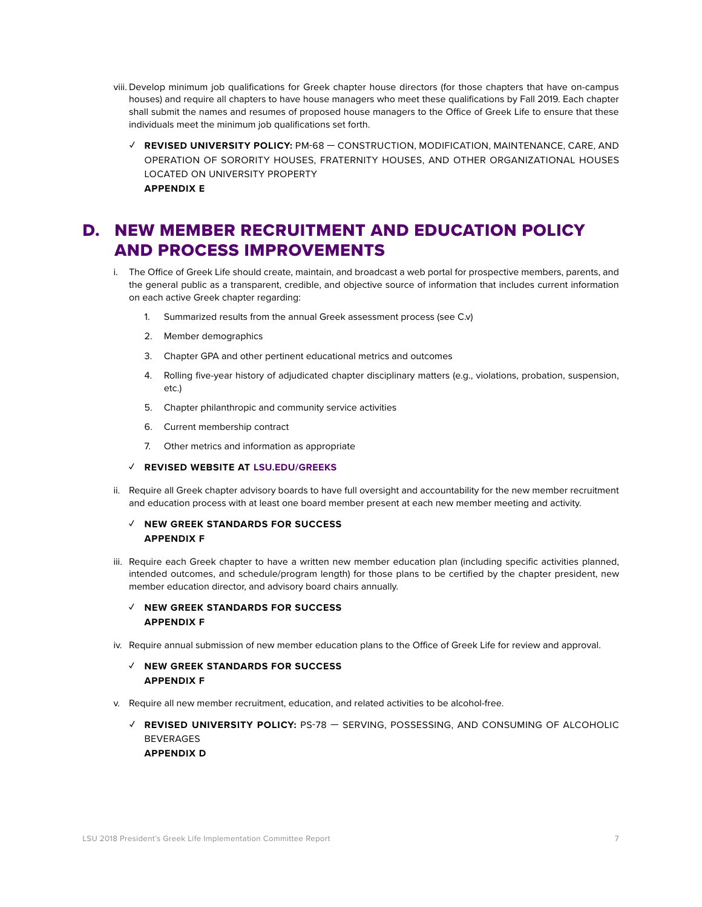viii. Develop minimum job qualifications for Greek chapter house directors (for those chapters that have on-campus houses) and require all chapters to have house managers who meet these qualifications by Fall 2019. Each chapter shall submit the names and resumes of proposed house managers to the Office of Greek Life to ensure that these individuals meet the minimum job qualifications set forth.

✓ **REVISED UNIVERSITY POLICY:** PM-68 — CONSTRUCTION, MODIFICATION, MAINTENANCE, CARE, AND OPERATION OF SORORITY HOUSES, FRATERNITY HOUSES, AND OTHER ORGANIZATIONAL HOUSES LOCATED ON UNIVERSITY PROPERTY
**APPENDIX E**

## D. NEW MEMBER RECRUITMENT AND EDUCATION POLICY AND PROCESS IMPROVEMENTS

i. The Office of Greek Life should create, maintain, and broadcast a web portal for prospective members, parents, and the general public as a transparent, credible, and objective source of information that includes current information on each active Greek chapter regarding:

1. Summarized results from the annual Greek assessment process (see C.v)
2. Member demographics
3. Chapter GPA and other pertinent educational metrics and outcomes
4. Rolling five-year history of adjudicated chapter disciplinary matters (e.g., violations, probation, suspension, etc.)
5. Chapter philanthropic and community service activities
6. Current membership contract
7. Other metrics and information as appropriate

✓ **REVISED WEBSITE AT LSU.EDU/GREEKS**

ii. Require all Greek chapter advisory boards to have full oversight and accountability for the new member recruitment and education process with at least one board member present at each new member meeting and activity.

✓ **NEW GREEK STANDARDS FOR SUCCESS**
**APPENDIX F**

iii. Require each Greek chapter to have a written new member education plan (including specific activities planned, intended outcomes, and schedule/program length) for those plans to be certified by the chapter president, new member education director, and advisory board chairs annually.

✓ **NEW GREEK STANDARDS FOR SUCCESS**
**APPENDIX F**

iv. Require annual submission of new member education plans to the Office of Greek Life for review and approval.

✓ **NEW GREEK STANDARDS FOR SUCCESS**
**APPENDIX F**

v. Require all new member recruitment, education, and related activities to be alcohol-free.

✓ **REVISED UNIVERSITY POLICY:** PS-78 — SERVING, POSSESSING, AND CONSUMING OF ALCOHOLIC BEVERAGES
**APPENDIX D**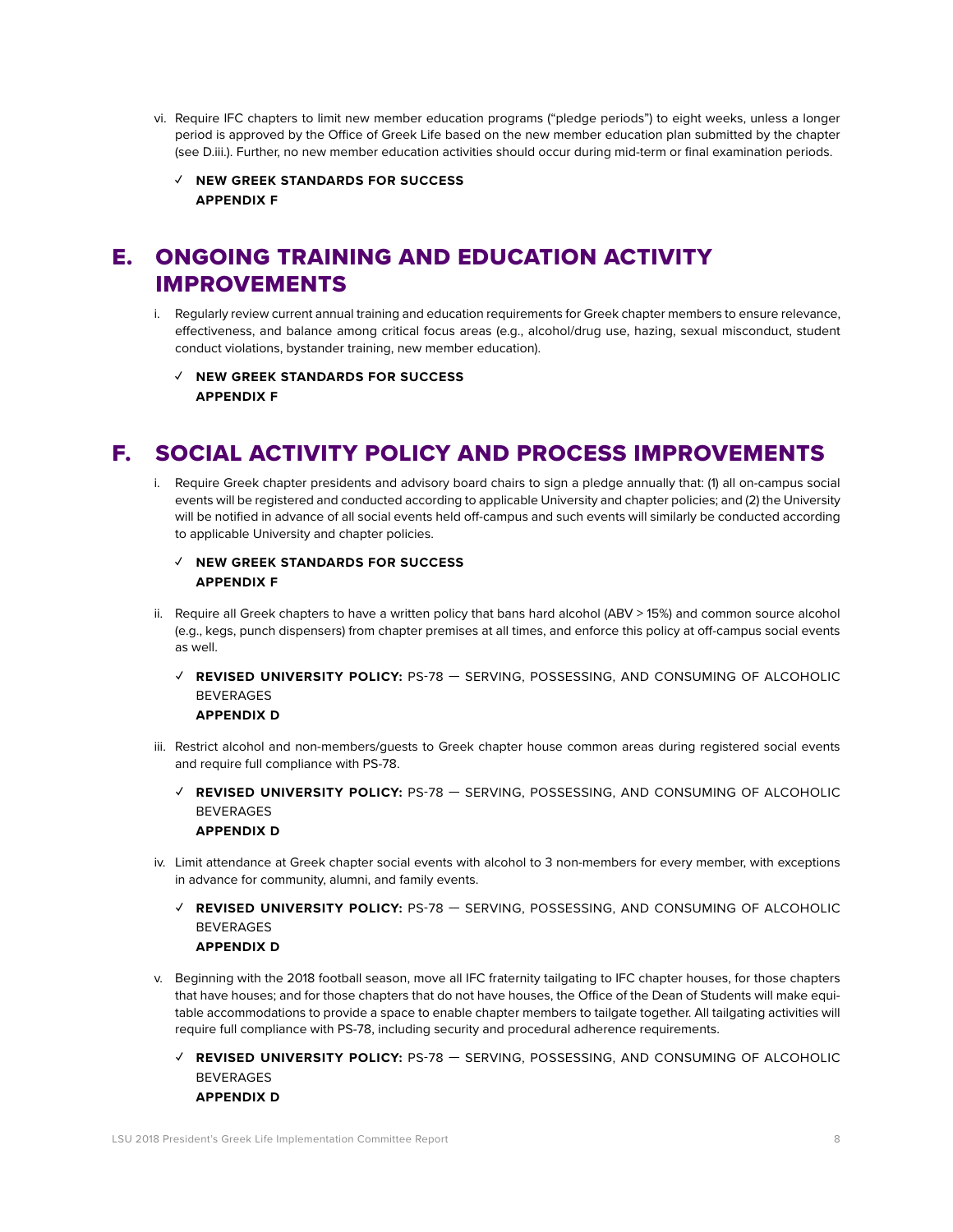vi. Require IFC chapters to limit new member education programs ("pledge periods") to eight weeks, unless a longer period is approved by the Office of Greek Life based on the new member education plan submitted by the chapter (see D.iii.). Further, no new member education activities should occur during mid-term or final examination periods.

✓ **NEW GREEK STANDARDS FOR SUCCESS**
**APPENDIX F**

## E. ONGOING TRAINING AND EDUCATION ACTIVITY IMPROVEMENTS

i. Regularly review current annual training and education requirements for Greek chapter members to ensure relevance, effectiveness, and balance among critical focus areas (e.g., alcohol/drug use, hazing, sexual misconduct, student conduct violations, bystander training, new member education).

✓ **NEW GREEK STANDARDS FOR SUCCESS**
**APPENDIX F**

## F. SOCIAL ACTIVITY POLICY AND PROCESS IMPROVEMENTS

i. Require Greek chapter presidents and advisory board chairs to sign a pledge annually that: (1) all on-campus social events will be registered and conducted according to applicable University and chapter policies; and (2) the University will be notified in advance of all social events held off-campus and such events will similarly be conducted according to applicable University and chapter policies.

✓ **NEW GREEK STANDARDS FOR SUCCESS**
**APPENDIX F**

ii. Require all Greek chapters to have a written policy that bans hard alcohol (ABV > 15%) and common source alcohol (e.g., kegs, punch dispensers) from chapter premises at all times, and enforce this policy at off-campus social events as well.

✓ **REVISED UNIVERSITY POLICY:** PS-78 — SERVING, POSSESSING, AND CONSUMING OF ALCOHOLIC BEVERAGES
**APPENDIX D**

iii. Restrict alcohol and non-members/guests to Greek chapter house common areas during registered social events and require full compliance with PS-78.

✓ **REVISED UNIVERSITY POLICY:** PS-78 — SERVING, POSSESSING, AND CONSUMING OF ALCOHOLIC BEVERAGES
**APPENDIX D**

iv. Limit attendance at Greek chapter social events with alcohol to 3 non-members for every member, with exceptions in advance for community, alumni, and family events.

✓ **REVISED UNIVERSITY POLICY:** PS-78 — SERVING, POSSESSING, AND CONSUMING OF ALCOHOLIC BEVERAGES
**APPENDIX D**

v. Beginning with the 2018 football season, move all IFC fraternity tailgating to IFC chapter houses, for those chapters that have houses; and for those chapters that do not have houses, the Office of the Dean of Students will make equitable accommodations to provide a space to enable chapter members to tailgate together. All tailgating activities will require full compliance with PS-78, including security and procedural adherence requirements.

✓ **REVISED UNIVERSITY POLICY:** PS-78 — SERVING, POSSESSING, AND CONSUMING OF ALCOHOLIC BEVERAGES
**APPENDIX D**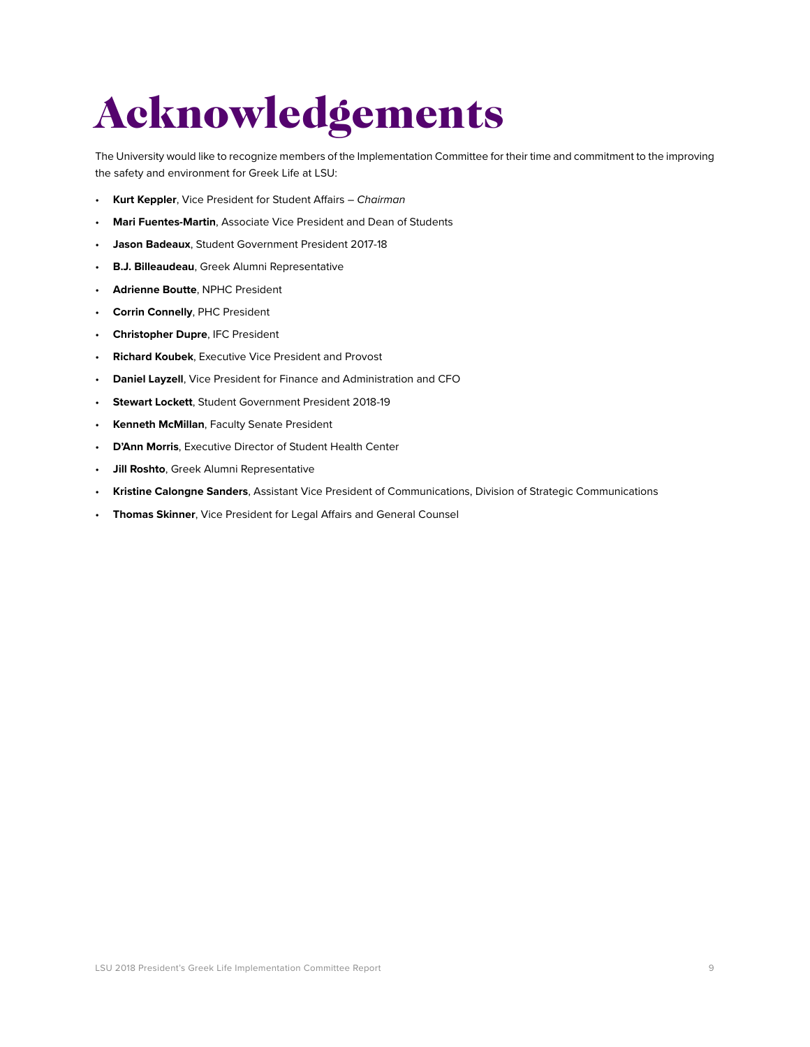# Acknowledgements

The University would like to recognize members of the Implementation Committee for their time and commitment to the improving the safety and environment for Greek Life at LSU:

- **Kurt Keppler**, Vice President for Student Affairs – *Chairman*
- **Mari Fuentes-Martin**, Associate Vice President and Dean of Students
- **Jason Badeaux**, Student Government President 2017-18
- **B.J. Billeaudeau**, Greek Alumni Representative
- **Adrienne Boutte**, NPHC President
- **Corrin Connelly**, PHC President
- **Christopher Dupre**, IFC President
- **Richard Koubek**, Executive Vice President and Provost
- **Daniel Layzell**, Vice President for Finance and Administration and CFO
- **Stewart Lockett**, Student Government President 2018-19
- **Kenneth McMillan**, Faculty Senate President
- **D'Ann Morris**, Executive Director of Student Health Center
- **Jill Roshto**, Greek Alumni Representative
- **Kristine Calongne Sanders**, Assistant Vice President of Communications, Division of Strategic Communications
- **Thomas Skinner**, Vice President for Legal Affairs and General Counsel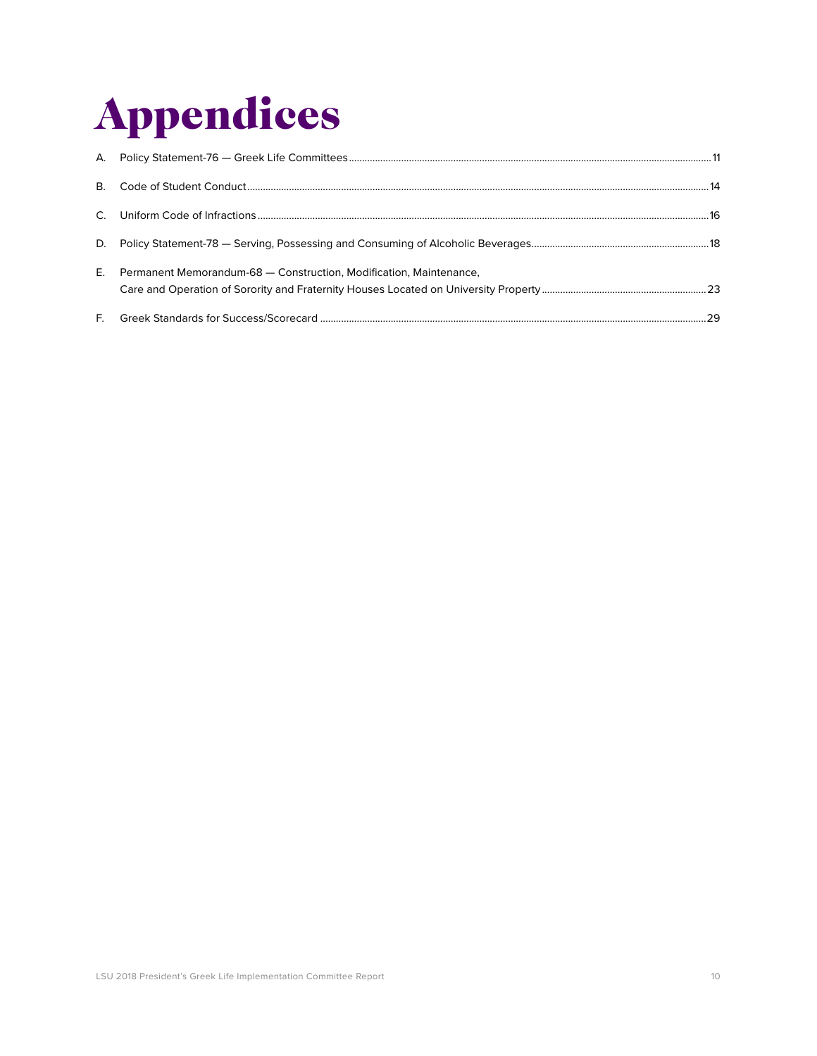# Appendices

A. Policy Statement-76 — Greek Life Committees ..... 11

B. Code of Student Conduct ..... 14

C. Uniform Code of Infractions ..... 16

D. Policy Statement-78 — Serving, Possessing and Consuming of Alcoholic Beverages ..... 18

E. Permanent Memorandum-68 — Construction, Modification, Maintenance, Care and Operation of Sorority and Fraternity Houses Located on University Property ..... 23

F. Greek Standards for Success/Scorecard ..... 29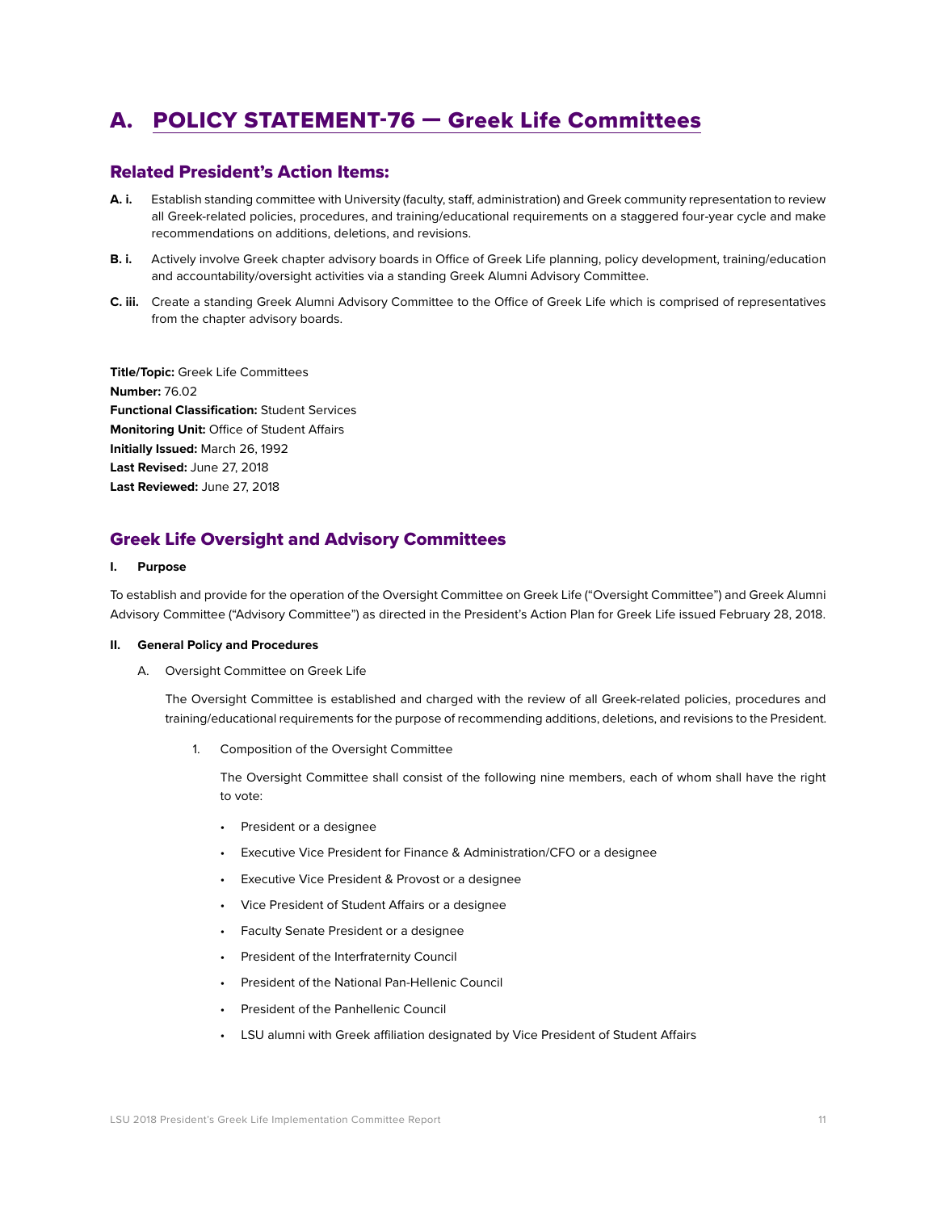# A. POLICY STATEMENT-76 — Greek Life Committees

## Related President's Action Items:

**A. i.** Establish standing committee with University (faculty, staff, administration) and Greek community representation to review all Greek-related policies, procedures, and training/educational requirements on a staggered four-year cycle and make recommendations on additions, deletions, and revisions.

**B. i.** Actively involve Greek chapter advisory boards in Office of Greek Life planning, policy development, training/education and accountability/oversight activities via a standing Greek Alumni Advisory Committee.

**C. iii.** Create a standing Greek Alumni Advisory Committee to the Office of Greek Life which is comprised of representatives from the chapter advisory boards.

**Title/Topic:** Greek Life Committees
**Number:** 76.02
**Functional Classification:** Student Services
**Monitoring Unit:** Office of Student Affairs
**Initially Issued:** March 26, 1992
**Last Revised:** June 27, 2018
**Last Reviewed:** June 27, 2018

## Greek Life Oversight and Advisory Committees

**I. Purpose**

To establish and provide for the operation of the Oversight Committee on Greek Life ("Oversight Committee") and Greek Alumni Advisory Committee ("Advisory Committee") as directed in the President's Action Plan for Greek Life issued February 28, 2018.

**II. General Policy and Procedures**

A. Oversight Committee on Greek Life

The Oversight Committee is established and charged with the review of all Greek-related policies, procedures and training/educational requirements for the purpose of recommending additions, deletions, and revisions to the President.

1. Composition of the Oversight Committee

The Oversight Committee shall consist of the following nine members, each of whom shall have the right to vote:

- President or a designee
- Executive Vice President for Finance & Administration/CFO or a designee
- Executive Vice President & Provost or a designee
- Vice President of Student Affairs or a designee
- Faculty Senate President or a designee
- President of the Interfraternity Council
- President of the National Pan-Hellenic Council
- President of the Panhellenic Council
- LSU alumni with Greek affiliation designated by Vice President of Student Affairs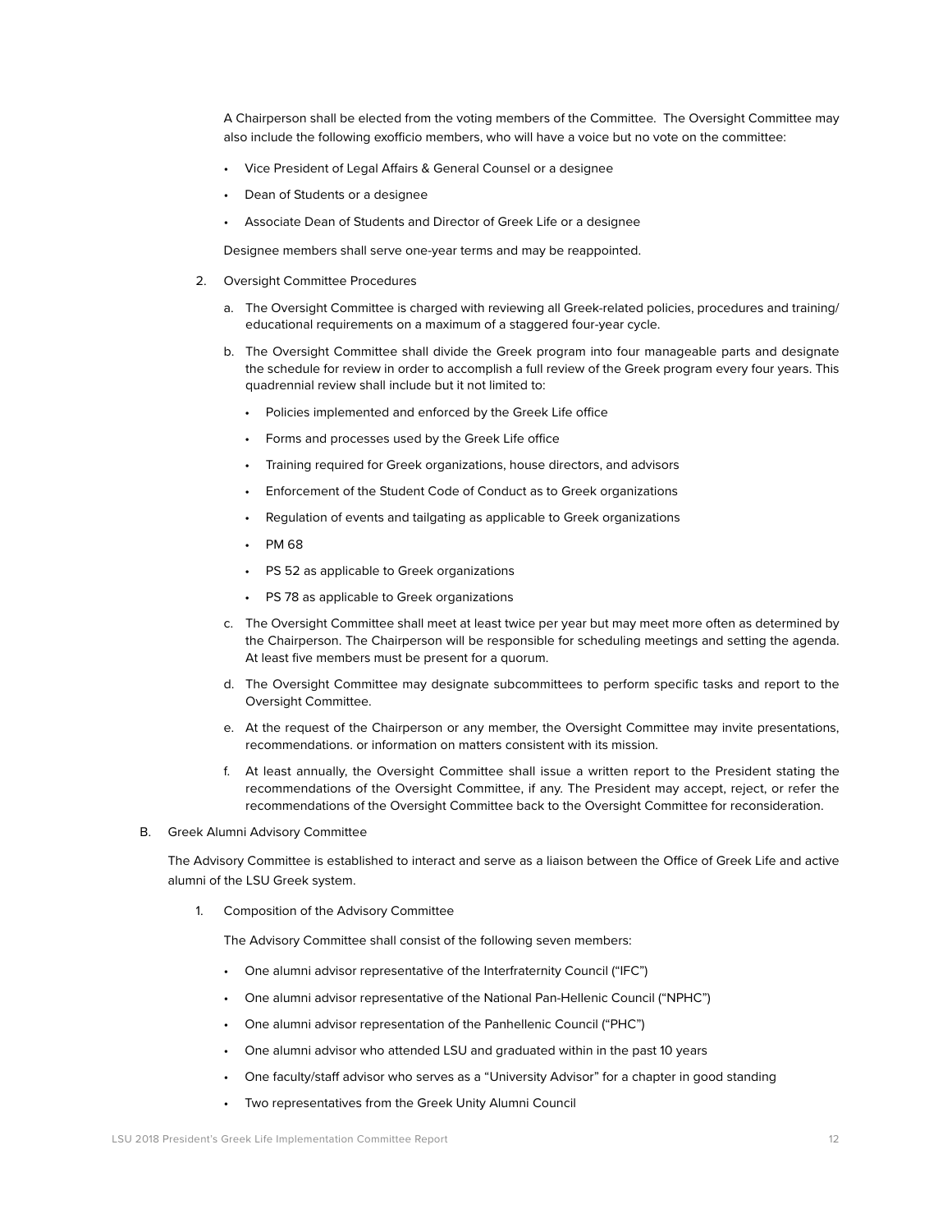A Chairperson shall be elected from the voting members of the Committee. The Oversight Committee may also include the following exofficio members, who will have a voice but no vote on the committee:

- Vice President of Legal Affairs & General Counsel or a designee
- Dean of Students or a designee
- Associate Dean of Students and Director of Greek Life or a designee

Designee members shall serve one-year terms and may be reappointed.

2. Oversight Committee Procedures

   a. The Oversight Committee is charged with reviewing all Greek-related policies, procedures and training/educational requirements on a maximum of a staggered four-year cycle.

   b. The Oversight Committee shall divide the Greek program into four manageable parts and designate the schedule for review in order to accomplish a full review of the Greek program every four years. This quadrennial review shall include but it not limited to:

      - Policies implemented and enforced by the Greek Life office
      - Forms and processes used by the Greek Life office
      - Training required for Greek organizations, house directors, and advisors
      - Enforcement of the Student Code of Conduct as to Greek organizations
      - Regulation of events and tailgating as applicable to Greek organizations
      - PM 68
      - PS 52 as applicable to Greek organizations
      - PS 78 as applicable to Greek organizations

   c. The Oversight Committee shall meet at least twice per year but may meet more often as determined by the Chairperson. The Chairperson will be responsible for scheduling meetings and setting the agenda. At least five members must be present for a quorum.

   d. The Oversight Committee may designate subcommittees to perform specific tasks and report to the Oversight Committee.

   e. At the request of the Chairperson or any member, the Oversight Committee may invite presentations, recommendations. or information on matters consistent with its mission.

   f. At least annually, the Oversight Committee shall issue a written report to the President stating the recommendations of the Oversight Committee, if any. The President may accept, reject, or refer the recommendations of the Oversight Committee back to the Oversight Committee for reconsideration.

B. Greek Alumni Advisory Committee

The Advisory Committee is established to interact and serve as a liaison between the Office of Greek Life and active alumni of the LSU Greek system.

1. Composition of the Advisory Committee

   The Advisory Committee shall consist of the following seven members:

   - One alumni advisor representative of the Interfraternity Council ("IFC")
   - One alumni advisor representative of the National Pan-Hellenic Council ("NPHC")
   - One alumni advisor representation of the Panhellenic Council ("PHC")
   - One alumni advisor who attended LSU and graduated within in the past 10 years
   - One faculty/staff advisor who serves as a "University Advisor" for a chapter in good standing
   - Two representatives from the Greek Unity Alumni Council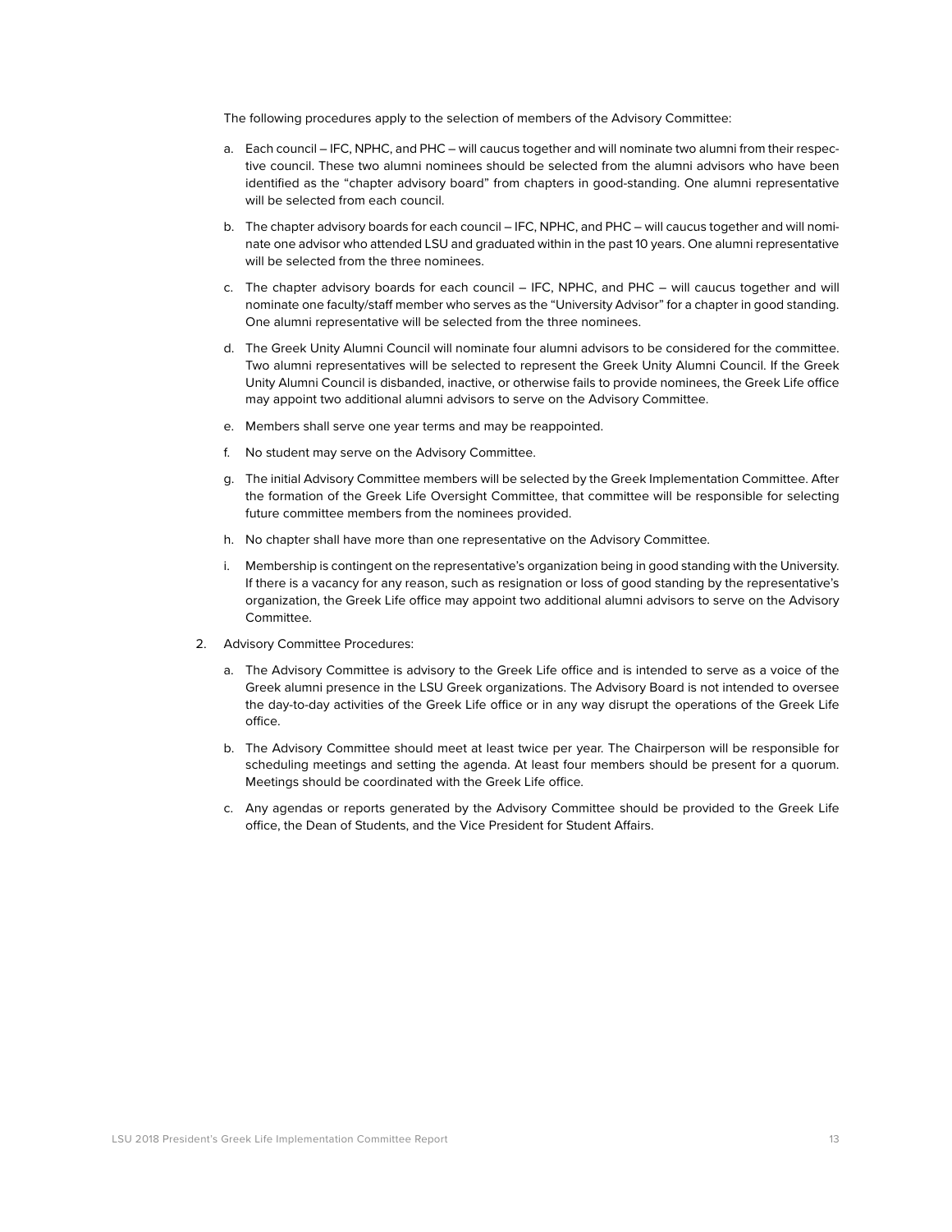The following procedures apply to the selection of members of the Advisory Committee:

a. Each council – IFC, NPHC, and PHC – will caucus together and will nominate two alumni from their respective council. These two alumni nominees should be selected from the alumni advisors who have been identified as the "chapter advisory board" from chapters in good-standing. One alumni representative will be selected from each council.

b. The chapter advisory boards for each council – IFC, NPHC, and PHC – will caucus together and will nominate one advisor who attended LSU and graduated within in the past 10 years. One alumni representative will be selected from the three nominees.

c. The chapter advisory boards for each council – IFC, NPHC, and PHC – will caucus together and will nominate one faculty/staff member who serves as the "University Advisor" for a chapter in good standing. One alumni representative will be selected from the three nominees.

d. The Greek Unity Alumni Council will nominate four alumni advisors to be considered for the committee. Two alumni representatives will be selected to represent the Greek Unity Alumni Council. If the Greek Unity Alumni Council is disbanded, inactive, or otherwise fails to provide nominees, the Greek Life office may appoint two additional alumni advisors to serve on the Advisory Committee.

e. Members shall serve one year terms and may be reappointed.

f. No student may serve on the Advisory Committee.

g. The initial Advisory Committee members will be selected by the Greek Implementation Committee. After the formation of the Greek Life Oversight Committee, that committee will be responsible for selecting future committee members from the nominees provided.

h. No chapter shall have more than one representative on the Advisory Committee.

i. Membership is contingent on the representative's organization being in good standing with the University. If there is a vacancy for any reason, such as resignation or loss of good standing by the representative's organization, the Greek Life office may appoint two additional alumni advisors to serve on the Advisory Committee.

2. Advisory Committee Procedures:

   a. The Advisory Committee is advisory to the Greek Life office and is intended to serve as a voice of the Greek alumni presence in the LSU Greek organizations. The Advisory Board is not intended to oversee the day-to-day activities of the Greek Life office or in any way disrupt the operations of the Greek Life office.

   b. The Advisory Committee should meet at least twice per year. The Chairperson will be responsible for scheduling meetings and setting the agenda. At least four members should be present for a quorum. Meetings should be coordinated with the Greek Life office.

   c. Any agendas or reports generated by the Advisory Committee should be provided to the Greek Life office, the Dean of Students, and the Vice President for Student Affairs.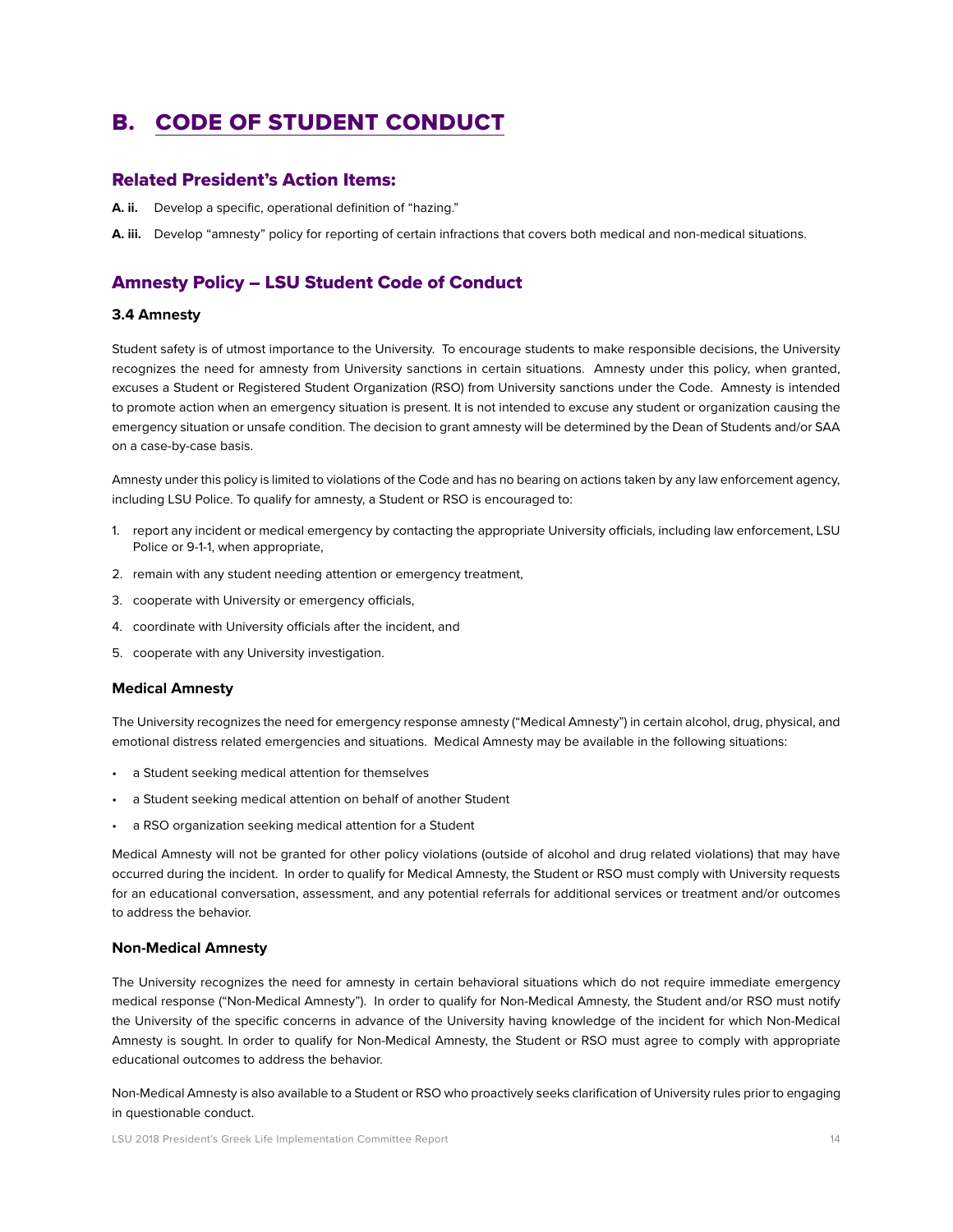# B. CODE OF STUDENT CONDUCT

## Related President's Action Items:

**A. ii.** Develop a specific, operational definition of "hazing."

**A. iii.** Develop "amnesty" policy for reporting of certain infractions that covers both medical and non-medical situations.

## Amnesty Policy – LSU Student Code of Conduct

### 3.4 Amnesty

Student safety is of utmost importance to the University. To encourage students to make responsible decisions, the University recognizes the need for amnesty from University sanctions in certain situations. Amnesty under this policy, when granted, excuses a Student or Registered Student Organization (RSO) from University sanctions under the Code. Amnesty is intended to promote action when an emergency situation is present. It is not intended to excuse any student or organization causing the emergency situation or unsafe condition. The decision to grant amnesty will be determined by the Dean of Students and/or SAA on a case-by-case basis.

Amnesty under this policy is limited to violations of the Code and has no bearing on actions taken by any law enforcement agency, including LSU Police. To qualify for amnesty, a Student or RSO is encouraged to:

1. report any incident or medical emergency by contacting the appropriate University officials, including law enforcement, LSU Police or 9-1-1, when appropriate,
2. remain with any student needing attention or emergency treatment,
3. cooperate with University or emergency officials,
4. coordinate with University officials after the incident, and
5. cooperate with any University investigation.

### Medical Amnesty

The University recognizes the need for emergency response amnesty ("Medical Amnesty") in certain alcohol, drug, physical, and emotional distress related emergencies and situations. Medical Amnesty may be available in the following situations:

- a Student seeking medical attention for themselves
- a Student seeking medical attention on behalf of another Student
- a RSO organization seeking medical attention for a Student

Medical Amnesty will not be granted for other policy violations (outside of alcohol and drug related violations) that may have occurred during the incident. In order to qualify for Medical Amnesty, the Student or RSO must comply with University requests for an educational conversation, assessment, and any potential referrals for additional services or treatment and/or outcomes to address the behavior.

### Non-Medical Amnesty

The University recognizes the need for amnesty in certain behavioral situations which do not require immediate emergency medical response ("Non-Medical Amnesty"). In order to qualify for Non-Medical Amnesty, the Student and/or RSO must notify the University of the specific concerns in advance of the University having knowledge of the incident for which Non-Medical Amnesty is sought. In order to qualify for Non-Medical Amnesty, the Student or RSO must agree to comply with appropriate educational outcomes to address the behavior.

Non-Medical Amnesty is also available to a Student or RSO who proactively seeks clarification of University rules prior to engaging in questionable conduct.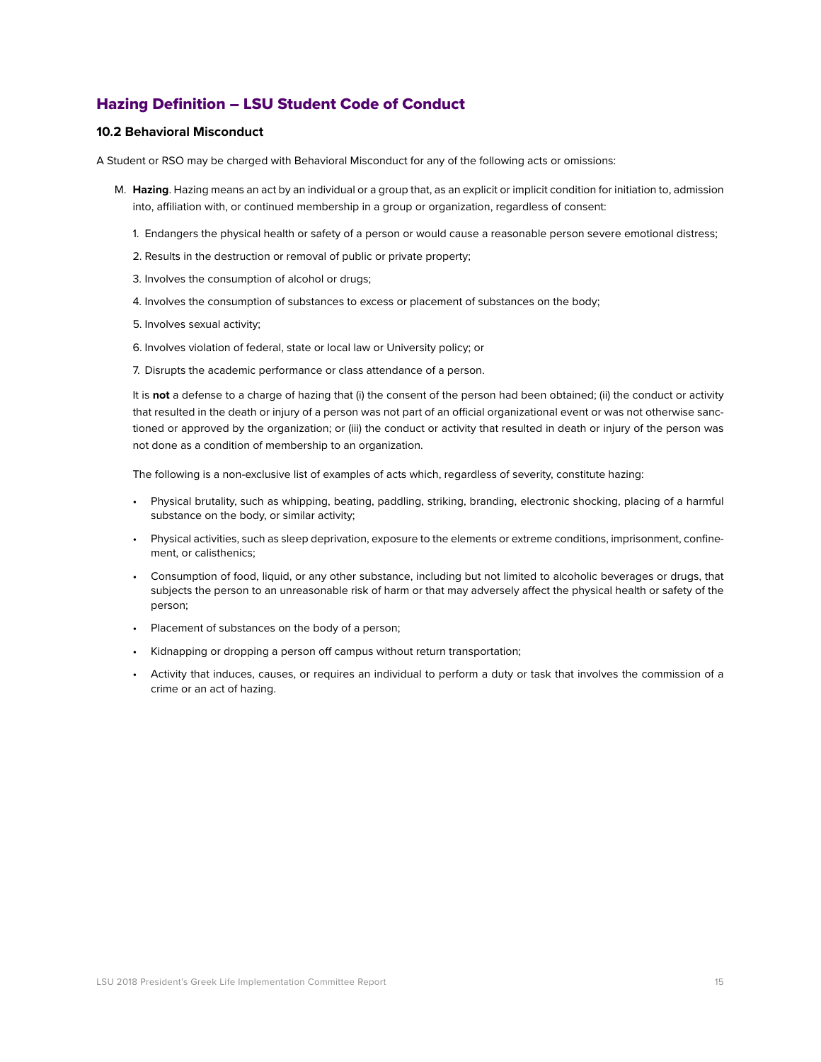## Hazing Definition – LSU Student Code of Conduct

### 10.2 Behavioral Misconduct

A Student or RSO may be charged with Behavioral Misconduct for any of the following acts or omissions:

M. **Hazing**. Hazing means an act by an individual or a group that, as an explicit or implicit condition for initiation to, admission into, affiliation with, or continued membership in a group or organization, regardless of consent:

1. Endangers the physical health or safety of a person or would cause a reasonable person severe emotional distress;
2. Results in the destruction or removal of public or private property;
3. Involves the consumption of alcohol or drugs;
4. Involves the consumption of substances to excess or placement of substances on the body;
5. Involves sexual activity;
6. Involves violation of federal, state or local law or University policy; or
7. Disrupts the academic performance or class attendance of a person.

It is **not** a defense to a charge of hazing that (i) the consent of the person had been obtained; (ii) the conduct or activity that resulted in the death or injury of a person was not part of an official organizational event or was not otherwise sanctioned or approved by the organization; or (iii) the conduct or activity that resulted in death or injury of the person was not done as a condition of membership to an organization.

The following is a non-exclusive list of examples of acts which, regardless of severity, constitute hazing:

- Physical brutality, such as whipping, beating, paddling, striking, branding, electronic shocking, placing of a harmful substance on the body, or similar activity;
- Physical activities, such as sleep deprivation, exposure to the elements or extreme conditions, imprisonment, confinement, or calisthenics;
- Consumption of food, liquid, or any other substance, including but not limited to alcoholic beverages or drugs, that subjects the person to an unreasonable risk of harm or that may adversely affect the physical health or safety of the person;
- Placement of substances on the body of a person;
- Kidnapping or dropping a person off campus without return transportation;
- Activity that induces, causes, or requires an individual to perform a duty or task that involves the commission of a crime or an act of hazing.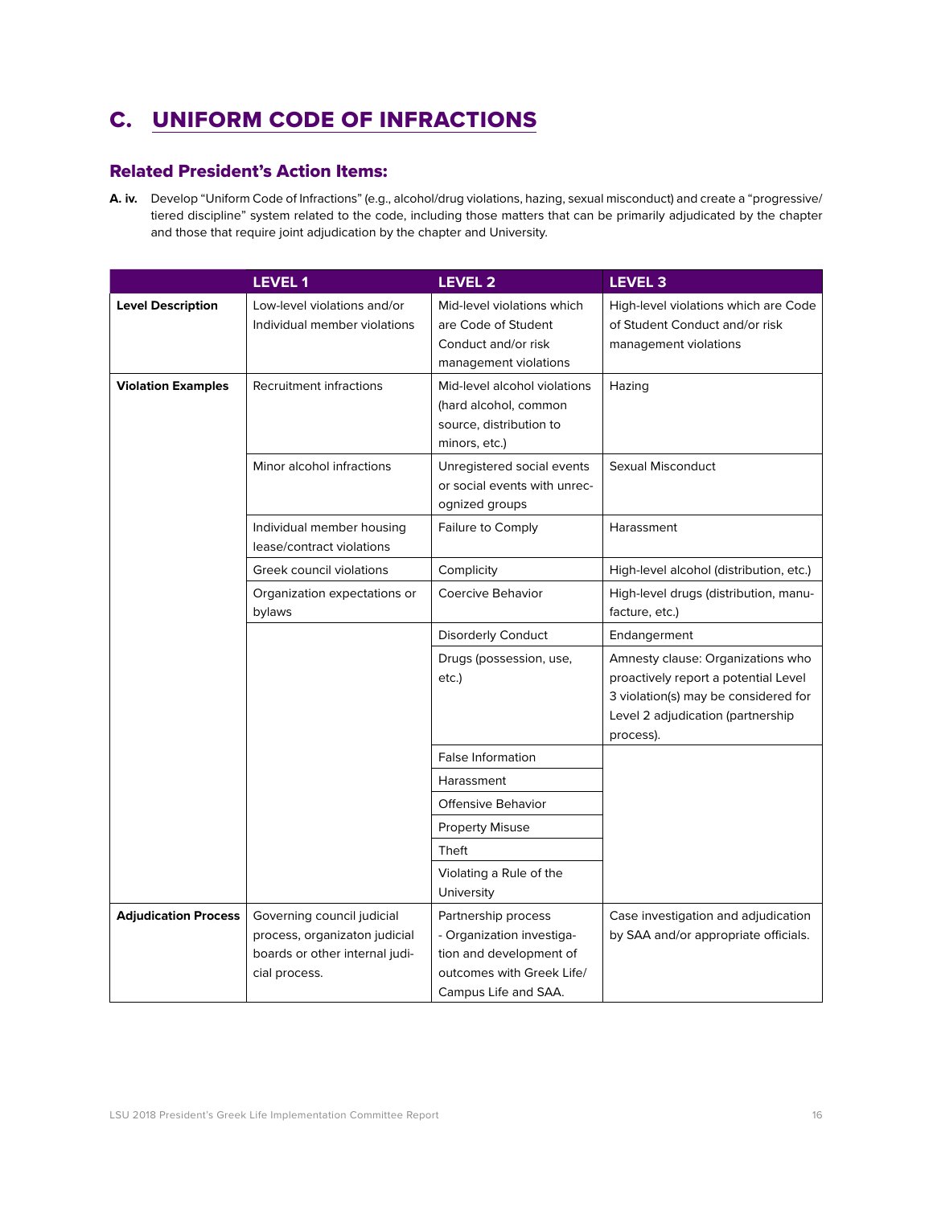## C. UNIFORM CODE OF INFRACTIONS

### Related President's Action Items:

**A. iv.** Develop "Uniform Code of Infractions" (e.g., alcohol/drug violations, hazing, sexual misconduct) and create a "progressive/ tiered discipline" system related to the code, including those matters that can be primarily adjudicated by the chapter and those that require joint adjudication by the chapter and University.

| | LEVEL 1 | LEVEL 2 | LEVEL 3 |
|---|---|---|---|
| **Level Description** | Low-level violations and/or Individual member violations | Mid-level violations which are Code of Student Conduct and/or risk management violations | High-level violations which are Code of Student Conduct and/or risk management violations |
| **Violation Examples** | Recruitment infractions | Mid-level alcohol violations (hard alcohol, common source, distribution to minors, etc.) | Hazing |
| | Minor alcohol infractions | Unregistered social events or social events with unrecognized groups | Sexual Misconduct |
| | Individual member housing lease/contract violations | Failure to Comply | Harassment |
| | Greek council violations | Complicity | High-level alcohol (distribution, etc.) |
| | Organization expectations or bylaws | Coercive Behavior | High-level drugs (distribution, manufacture, etc.) |
| | | Disorderly Conduct | Endangerment |
| | | Drugs (possession, use, etc.) | Amnesty clause: Organizations who proactively report a potential Level 3 violation(s) may be considered for Level 2 adjudication (partnership process). |
| | | False Information | |
| | | Harassment | |
| | | Offensive Behavior | |
| | | Property Misuse | |
| | | Theft | |
| | | Violating a Rule of the University | |
| **Adjudication Process** | Governing council judicial process, organizaton judicial boards or other internal judicial process. | Partnership process - Organization investigation and development of outcomes with Greek Life/ Campus Life and SAA. | Case investigation and adjudication by SAA and/or appropriate officials. |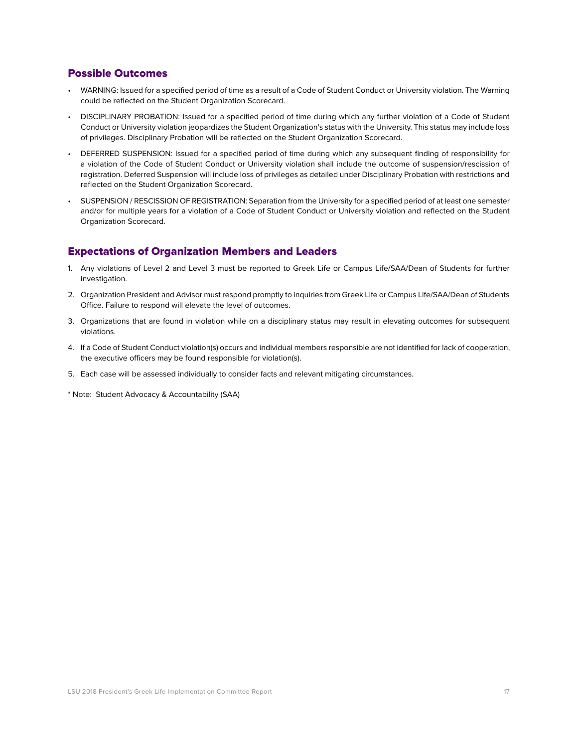## Possible Outcomes

- WARNING: Issued for a specified period of time as a result of a Code of Student Conduct or University violation. The Warning could be reflected on the Student Organization Scorecard.
- DISCIPLINARY PROBATION: Issued for a specified period of time during which any further violation of a Code of Student Conduct or University violation jeopardizes the Student Organization's status with the University. This status may include loss of privileges. Disciplinary Probation will be reflected on the Student Organization Scorecard.
- DEFERRED SUSPENSION: Issued for a specified period of time during which any subsequent finding of responsibility for a violation of the Code of Student Conduct or University violation shall include the outcome of suspension/rescission of registration. Deferred Suspension will include loss of privileges as detailed under Disciplinary Probation with restrictions and reflected on the Student Organization Scorecard.
- SUSPENSION / RESCISSION OF REGISTRATION: Separation from the University for a specified period of at least one semester and/or for multiple years for a violation of a Code of Student Conduct or University violation and reflected on the Student Organization Scorecard.

## Expectations of Organization Members and Leaders

1. Any violations of Level 2 and Level 3 must be reported to Greek Life or Campus Life/SAA/Dean of Students for further investigation.
2. Organization President and Advisor must respond promptly to inquiries from Greek Life or Campus Life/SAA/Dean of Students Office. Failure to respond will elevate the level of outcomes.
3. Organizations that are found in violation while on a disciplinary status may result in elevating outcomes for subsequent violations.
4. If a Code of Student Conduct violation(s) occurs and individual members responsible are not identified for lack of cooperation, the executive officers may be found responsible for violation(s).
5. Each case will be assessed individually to consider facts and relevant mitigating circumstances.

* Note: Student Advocacy & Accountability (SAA)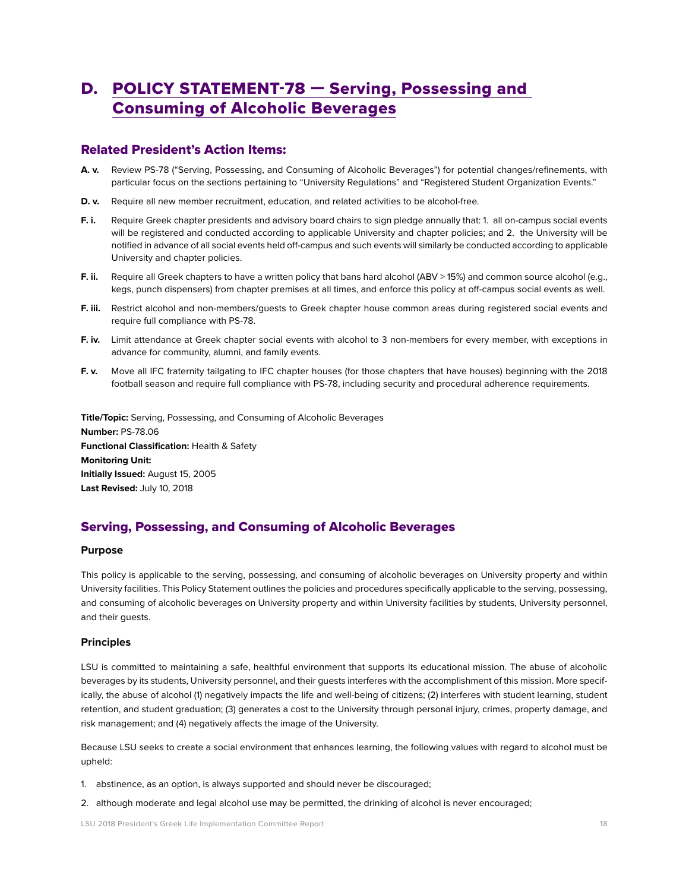# D. POLICY STATEMENT-78 — Serving, Possessing and Consuming of Alcoholic Beverages

## Related President's Action Items:

**A. v.** Review PS-78 ("Serving, Possessing, and Consuming of Alcoholic Beverages") for potential changes/refinements, with particular focus on the sections pertaining to "University Regulations" and "Registered Student Organization Events."

**D. v.** Require all new member recruitment, education, and related activities to be alcohol-free.

**F. i.** Require Greek chapter presidents and advisory board chairs to sign pledge annually that: 1. all on-campus social events will be registered and conducted according to applicable University and chapter policies; and 2. the University will be notified in advance of all social events held off-campus and such events will similarly be conducted according to applicable University and chapter policies.

**F. ii.** Require all Greek chapters to have a written policy that bans hard alcohol (ABV > 15%) and common source alcohol (e.g., kegs, punch dispensers) from chapter premises at all times, and enforce this policy at off-campus social events as well.

**F. iii.** Restrict alcohol and non-members/guests to Greek chapter house common areas during registered social events and require full compliance with PS-78.

**F. iv.** Limit attendance at Greek chapter social events with alcohol to 3 non-members for every member, with exceptions in advance for community, alumni, and family events.

**F. v.** Move all IFC fraternity tailgating to IFC chapter houses (for those chapters that have houses) beginning with the 2018 football season and require full compliance with PS-78, including security and procedural adherence requirements.

**Title/Topic:** Serving, Possessing, and Consuming of Alcoholic Beverages
**Number:** PS-78.06
**Functional Classification:** Health & Safety
**Monitoring Unit:**
**Initially Issued:** August 15, 2005
**Last Revised:** July 10, 2018

## Serving, Possessing, and Consuming of Alcoholic Beverages

### Purpose

This policy is applicable to the serving, possessing, and consuming of alcoholic beverages on University property and within University facilities. This Policy Statement outlines the policies and procedures specifically applicable to the serving, possessing, and consuming of alcoholic beverages on University property and within University facilities by students, University personnel, and their guests.

### Principles

LSU is committed to maintaining a safe, healthful environment that supports its educational mission. The abuse of alcoholic beverages by its students, University personnel, and their guests interferes with the accomplishment of this mission. More specifically, the abuse of alcohol (1) negatively impacts the life and well-being of citizens; (2) interferes with student learning, student retention, and student graduation; (3) generates a cost to the University through personal injury, crimes, property damage, and risk management; and (4) negatively affects the image of the University.

Because LSU seeks to create a social environment that enhances learning, the following values with regard to alcohol must be upheld:

1. abstinence, as an option, is always supported and should never be discouraged;
2. although moderate and legal alcohol use may be permitted, the drinking of alcohol is never encouraged;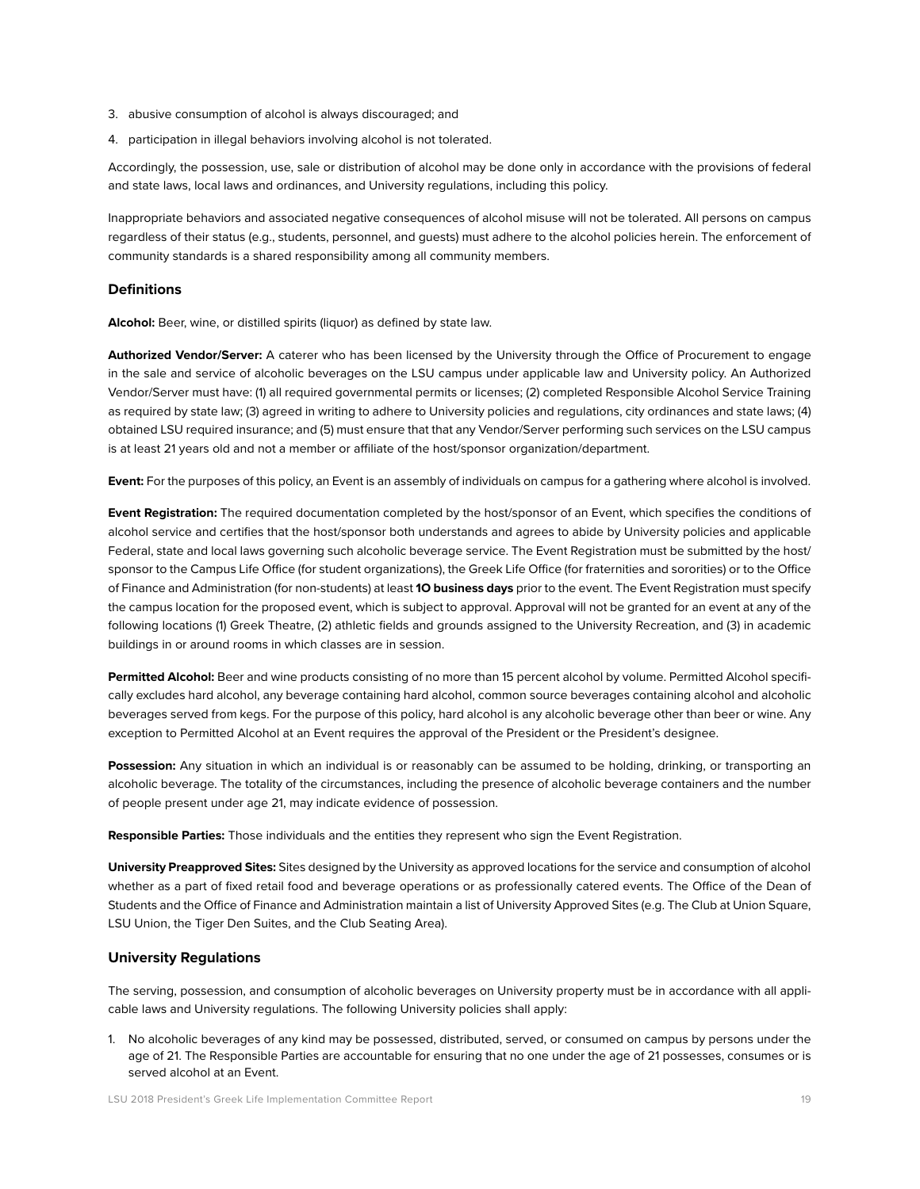3. abusive consumption of alcohol is always discouraged; and
4. participation in illegal behaviors involving alcohol is not tolerated.

Accordingly, the possession, use, sale or distribution of alcohol may be done only in accordance with the provisions of federal and state laws, local laws and ordinances, and University regulations, including this policy.

Inappropriate behaviors and associated negative consequences of alcohol misuse will not be tolerated. All persons on campus regardless of their status (e.g., students, personnel, and guests) must adhere to the alcohol policies herein. The enforcement of community standards is a shared responsibility among all community members.

### Definitions

**Alcohol:** Beer, wine, or distilled spirits (liquor) as defined by state law.

**Authorized Vendor/Server:** A caterer who has been licensed by the University through the Office of Procurement to engage in the sale and service of alcoholic beverages on the LSU campus under applicable law and University policy. An Authorized Vendor/Server must have: (1) all required governmental permits or licenses; (2) completed Responsible Alcohol Service Training as required by state law; (3) agreed in writing to adhere to University policies and regulations, city ordinances and state laws; (4) obtained LSU required insurance; and (5) must ensure that that any Vendor/Server performing such services on the LSU campus is at least 21 years old and not a member or affiliate of the host/sponsor organization/department.

**Event:** For the purposes of this policy, an Event is an assembly of individuals on campus for a gathering where alcohol is involved.

**Event Registration:** The required documentation completed by the host/sponsor of an Event, which specifies the conditions of alcohol service and certifies that the host/sponsor both understands and agrees to abide by University policies and applicable Federal, state and local laws governing such alcoholic beverage service. The Event Registration must be submitted by the host/ sponsor to the Campus Life Office (for student organizations), the Greek Life Office (for fraternities and sororities) or to the Office of Finance and Administration (for non-students) at least **10 business days** prior to the event. The Event Registration must specify the campus location for the proposed event, which is subject to approval. Approval will not be granted for an event at any of the following locations (1) Greek Theatre, (2) athletic fields and grounds assigned to the University Recreation, and (3) in academic buildings in or around rooms in which classes are in session.

**Permitted Alcohol:** Beer and wine products consisting of no more than 15 percent alcohol by volume. Permitted Alcohol specifically excludes hard alcohol, any beverage containing hard alcohol, common source beverages containing alcohol and alcoholic beverages served from kegs. For the purpose of this policy, hard alcohol is any alcoholic beverage other than beer or wine. Any exception to Permitted Alcohol at an Event requires the approval of the President or the President's designee.

**Possession:** Any situation in which an individual is or reasonably can be assumed to be holding, drinking, or transporting an alcoholic beverage. The totality of the circumstances, including the presence of alcoholic beverage containers and the number of people present under age 21, may indicate evidence of possession.

**Responsible Parties:** Those individuals and the entities they represent who sign the Event Registration.

**University Preapproved Sites:** Sites designed by the University as approved locations for the service and consumption of alcohol whether as a part of fixed retail food and beverage operations or as professionally catered events. The Office of the Dean of Students and the Office of Finance and Administration maintain a list of University Approved Sites (e.g. The Club at Union Square, LSU Union, the Tiger Den Suites, and the Club Seating Area).

### University Regulations

The serving, possession, and consumption of alcoholic beverages on University property must be in accordance with all applicable laws and University regulations. The following University policies shall apply:

1. No alcoholic beverages of any kind may be possessed, distributed, served, or consumed on campus by persons under the age of 21. The Responsible Parties are accountable for ensuring that no one under the age of 21 possesses, consumes or is served alcohol at an Event.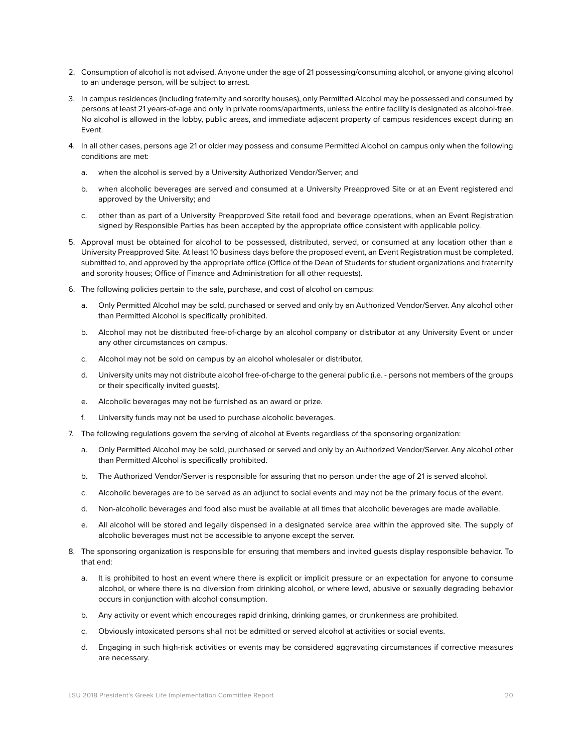2. Consumption of alcohol is not advised. Anyone under the age of 21 possessing/consuming alcohol, or anyone giving alcohol to an underage person, will be subject to arrest.

3. In campus residences (including fraternity and sorority houses), only Permitted Alcohol may be possessed and consumed by persons at least 21 years-of-age and only in private rooms/apartments, unless the entire facility is designated as alcohol-free. No alcohol is allowed in the lobby, public areas, and immediate adjacent property of campus residences except during an Event.

4. In all other cases, persons age 21 or older may possess and consume Permitted Alcohol on campus only when the following conditions are met:

   a. when the alcohol is served by a University Authorized Vendor/Server; and

   b. when alcoholic beverages are served and consumed at a University Preapproved Site or at an Event registered and approved by the University; and

   c. other than as part of a University Preapproved Site retail food and beverage operations, when an Event Registration signed by Responsible Parties has been accepted by the appropriate office consistent with applicable policy.

5. Approval must be obtained for alcohol to be possessed, distributed, served, or consumed at any location other than a University Preapproved Site. At least 10 business days before the proposed event, an Event Registration must be completed, submitted to, and approved by the appropriate office (Office of the Dean of Students for student organizations and fraternity and sorority houses; Office of Finance and Administration for all other requests).

6. The following policies pertain to the sale, purchase, and cost of alcohol on campus:

   a. Only Permitted Alcohol may be sold, purchased or served and only by an Authorized Vendor/Server. Any alcohol other than Permitted Alcohol is specifically prohibited.

   b. Alcohol may not be distributed free-of-charge by an alcohol company or distributor at any University Event or under any other circumstances on campus.

   c. Alcohol may not be sold on campus by an alcohol wholesaler or distributor.

   d. University units may not distribute alcohol free-of-charge to the general public (i.e. - persons not members of the groups or their specifically invited guests).

   e. Alcoholic beverages may not be furnished as an award or prize.

   f. University funds may not be used to purchase alcoholic beverages.

7. The following regulations govern the serving of alcohol at Events regardless of the sponsoring organization:

   a. Only Permitted Alcohol may be sold, purchased or served and only by an Authorized Vendor/Server. Any alcohol other than Permitted Alcohol is specifically prohibited.

   b. The Authorized Vendor/Server is responsible for assuring that no person under the age of 21 is served alcohol.

   c. Alcoholic beverages are to be served as an adjunct to social events and may not be the primary focus of the event.

   d. Non-alcoholic beverages and food also must be available at all times that alcoholic beverages are made available.

   e. All alcohol will be stored and legally dispensed in a designated service area within the approved site. The supply of alcoholic beverages must not be accessible to anyone except the server.

8. The sponsoring organization is responsible for ensuring that members and invited guests display responsible behavior. To that end:

   a. It is prohibited to host an event where there is explicit or implicit pressure or an expectation for anyone to consume alcohol, or where there is no diversion from drinking alcohol, or where lewd, abusive or sexually degrading behavior occurs in conjunction with alcohol consumption.

   b. Any activity or event which encourages rapid drinking, drinking games, or drunkenness are prohibited.

   c. Obviously intoxicated persons shall not be admitted or served alcohol at activities or social events.

   d. Engaging in such high-risk activities or events may be considered aggravating circumstances if corrective measures are necessary.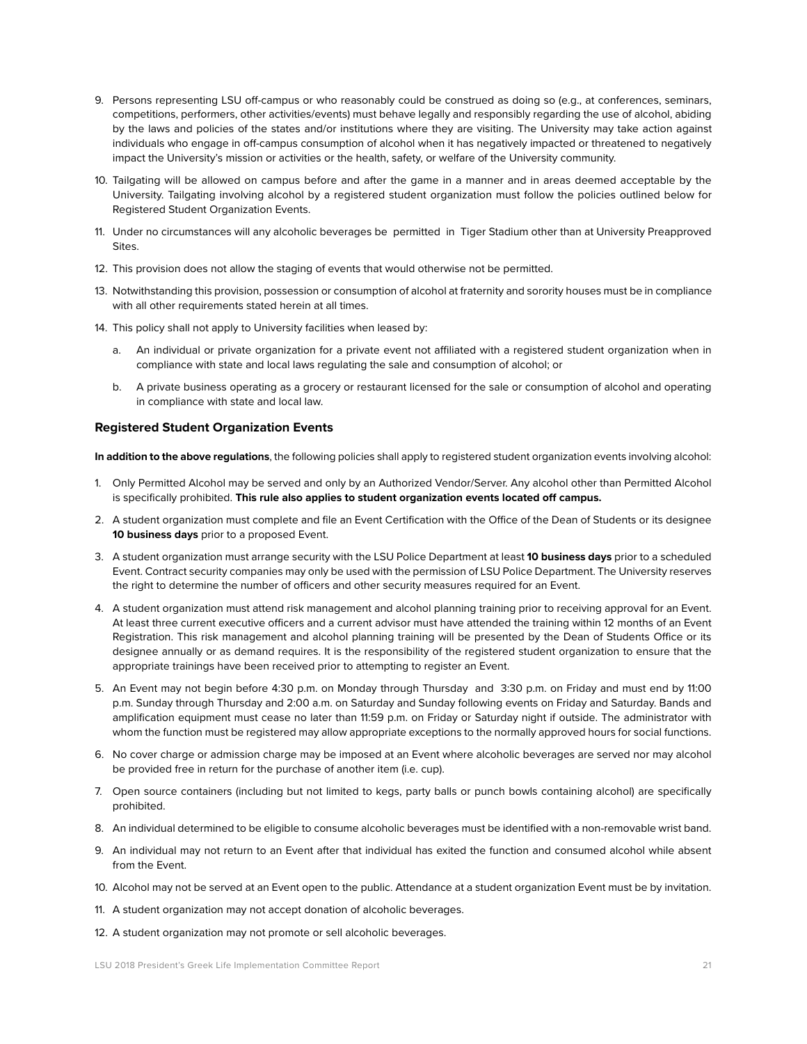9. Persons representing LSU off-campus or who reasonably could be construed as doing so (e.g., at conferences, seminars, competitions, performers, other activities/events) must behave legally and responsibly regarding the use of alcohol, abiding by the laws and policies of the states and/or institutions where they are visiting. The University may take action against individuals who engage in off-campus consumption of alcohol when it has negatively impacted or threatened to negatively impact the University's mission or activities or the health, safety, or welfare of the University community.

10. Tailgating will be allowed on campus before and after the game in a manner and in areas deemed acceptable by the University. Tailgating involving alcohol by a registered student organization must follow the policies outlined below for Registered Student Organization Events.

11. Under no circumstances will any alcoholic beverages be permitted in Tiger Stadium other than at University Preapproved Sites.

12. This provision does not allow the staging of events that would otherwise not be permitted.

13. Notwithstanding this provision, possession or consumption of alcohol at fraternity and sorority houses must be in compliance with all other requirements stated herein at all times.

14. This policy shall not apply to University facilities when leased by:

    a. An individual or private organization for a private event not affiliated with a registered student organization when in compliance with state and local laws regulating the sale and consumption of alcohol; or

    b. A private business operating as a grocery or restaurant licensed for the sale or consumption of alcohol and operating in compliance with state and local law.

### Registered Student Organization Events

**In addition to the above regulations**, the following policies shall apply to registered student organization events involving alcohol:

1. Only Permitted Alcohol may be served and only by an Authorized Vendor/Server. Any alcohol other than Permitted Alcohol is specifically prohibited. **This rule also applies to student organization events located off campus.**

2. A student organization must complete and file an Event Certification with the Office of the Dean of Students or its designee **10 business days** prior to a proposed Event.

3. A student organization must arrange security with the LSU Police Department at least **10 business days** prior to a scheduled Event. Contract security companies may only be used with the permission of LSU Police Department. The University reserves the right to determine the number of officers and other security measures required for an Event.

4. A student organization must attend risk management and alcohol planning training prior to receiving approval for an Event. At least three current executive officers and a current advisor must have attended the training within 12 months of an Event Registration. This risk management and alcohol planning training will be presented by the Dean of Students Office or its designee annually or as demand requires. It is the responsibility of the registered student organization to ensure that the appropriate trainings have been received prior to attempting to register an Event.

5. An Event may not begin before 4:30 p.m. on Monday through Thursday and 3:30 p.m. on Friday and must end by 11:00 p.m. Sunday through Thursday and 2:00 a.m. on Saturday and Sunday following events on Friday and Saturday. Bands and amplification equipment must cease no later than 11:59 p.m. on Friday or Saturday night if outside. The administrator with whom the function must be registered may allow appropriate exceptions to the normally approved hours for social functions.

6. No cover charge or admission charge may be imposed at an Event where alcoholic beverages are served nor may alcohol be provided free in return for the purchase of another item (i.e. cup).

7. Open source containers (including but not limited to kegs, party balls or punch bowls containing alcohol) are specifically prohibited.

8. An individual determined to be eligible to consume alcoholic beverages must be identified with a non-removable wrist band.

9. An individual may not return to an Event after that individual has exited the function and consumed alcohol while absent from the Event.

10. Alcohol may not be served at an Event open to the public. Attendance at a student organization Event must be by invitation.

11. A student organization may not accept donation of alcoholic beverages.

12. A student organization may not promote or sell alcoholic beverages.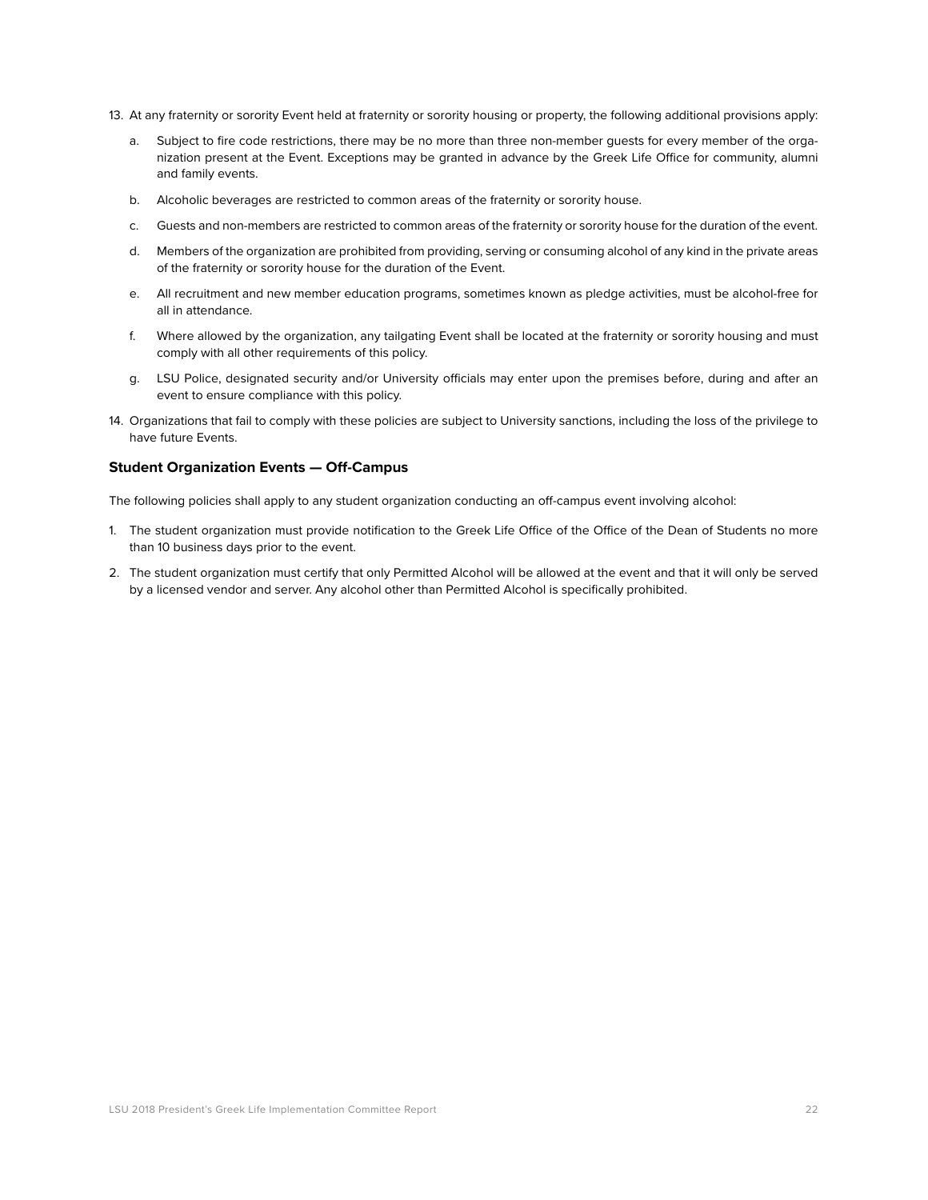13. At any fraternity or sorority Event held at fraternity or sorority housing or property, the following additional provisions apply:
    a. Subject to fire code restrictions, there may be no more than three non-member guests for every member of the organization present at the Event. Exceptions may be granted in advance by the Greek Life Office for community, alumni and family events.
    b. Alcoholic beverages are restricted to common areas of the fraternity or sorority house.
    c. Guests and non-members are restricted to common areas of the fraternity or sorority house for the duration of the event.
    d. Members of the organization are prohibited from providing, serving or consuming alcohol of any kind in the private areas of the fraternity or sorority house for the duration of the Event.
    e. All recruitment and new member education programs, sometimes known as pledge activities, must be alcohol-free for all in attendance.
    f. Where allowed by the organization, any tailgating Event shall be located at the fraternity or sorority housing and must comply with all other requirements of this policy.
    g. LSU Police, designated security and/or University officials may enter upon the premises before, during and after an event to ensure compliance with this policy.
14. Organizations that fail to comply with these policies are subject to University sanctions, including the loss of the privilege to have future Events.

### Student Organization Events — Off-Campus

The following policies shall apply to any student organization conducting an off-campus event involving alcohol:

1. The student organization must provide notification to the Greek Life Office of the Office of the Dean of Students no more than 10 business days prior to the event.
2. The student organization must certify that only Permitted Alcohol will be allowed at the event and that it will only be served by a licensed vendor and server. Any alcohol other than Permitted Alcohol is specifically prohibited.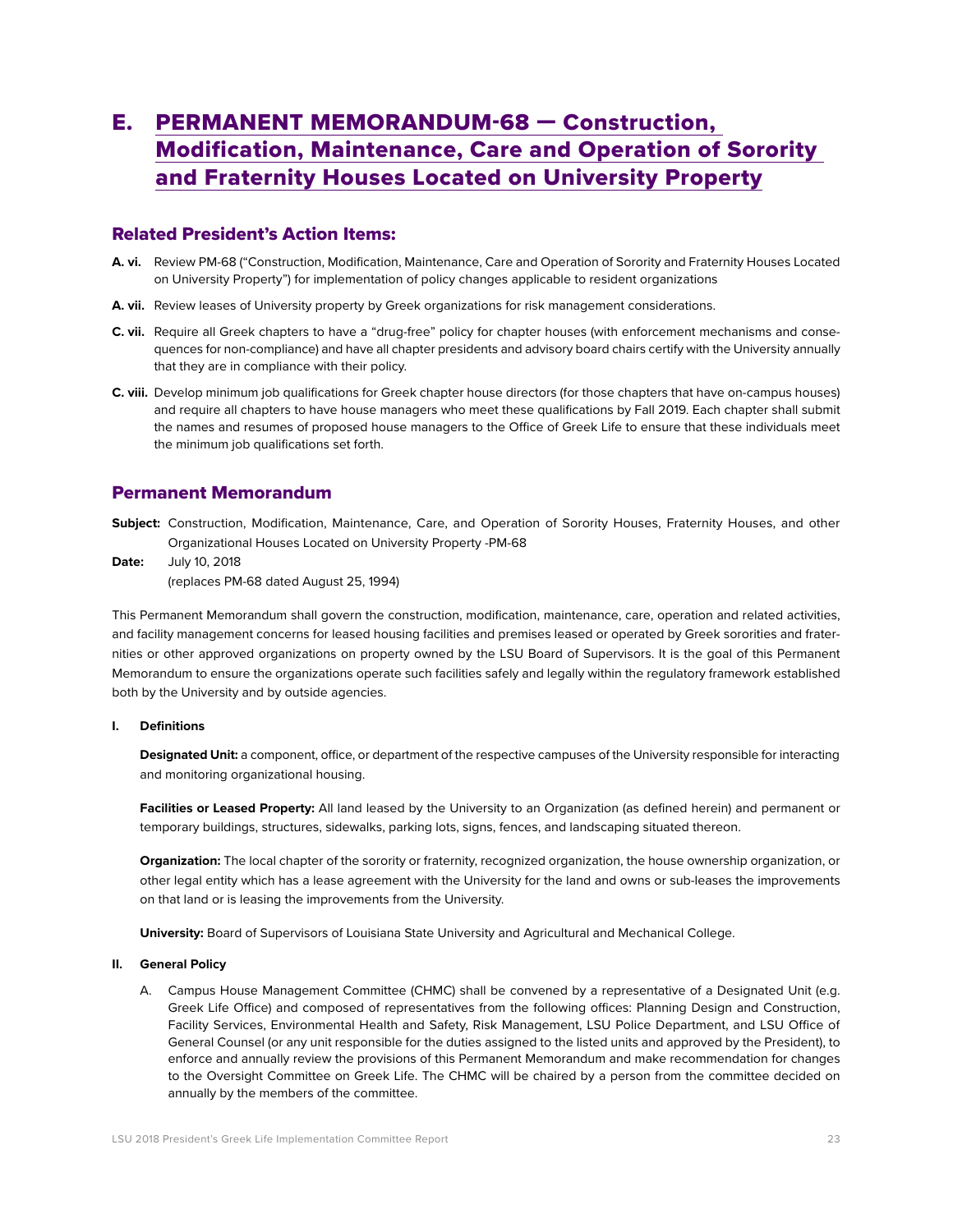# E. PERMANENT MEMORANDUM-68 — Construction, Modification, Maintenance, Care and Operation of Sorority and Fraternity Houses Located on University Property

## Related President's Action Items:

**A. vi.** Review PM-68 ("Construction, Modification, Maintenance, Care and Operation of Sorority and Fraternity Houses Located on University Property") for implementation of policy changes applicable to resident organizations

**A. vii.** Review leases of University property by Greek organizations for risk management considerations.

**C. vii.** Require all Greek chapters to have a "drug-free" policy for chapter houses (with enforcement mechanisms and consequences for non-compliance) and have all chapter presidents and advisory board chairs certify with the University annually that they are in compliance with their policy.

**C. viii.** Develop minimum job qualifications for Greek chapter house directors (for those chapters that have on-campus houses) and require all chapters to have house managers who meet these qualifications by Fall 2019. Each chapter shall submit the names and resumes of proposed house managers to the Office of Greek Life to ensure that these individuals meet the minimum job qualifications set forth.

## Permanent Memorandum

**Subject:** Construction, Modification, Maintenance, Care, and Operation of Sorority Houses, Fraternity Houses, and other Organizational Houses Located on University Property -PM-68

**Date:** July 10, 2018
(replaces PM-68 dated August 25, 1994)

This Permanent Memorandum shall govern the construction, modification, maintenance, care, operation and related activities, and facility management concerns for leased housing facilities and premises leased or operated by Greek sororities and fraternities or other approved organizations on property owned by the LSU Board of Supervisors. It is the goal of this Permanent Memorandum to ensure the organizations operate such facilities safely and legally within the regulatory framework established both by the University and by outside agencies.

**I. Definitions**

**Designated Unit:** a component, office, or department of the respective campuses of the University responsible for interacting and monitoring organizational housing.

**Facilities or Leased Property:** All land leased by the University to an Organization (as defined herein) and permanent or temporary buildings, structures, sidewalks, parking lots, signs, fences, and landscaping situated thereon.

**Organization:** The local chapter of the sorority or fraternity, recognized organization, the house ownership organization, or other legal entity which has a lease agreement with the University for the land and owns or sub-leases the improvements on that land or is leasing the improvements from the University.

**University:** Board of Supervisors of Louisiana State University and Agricultural and Mechanical College.

**II. General Policy**

A. Campus House Management Committee (CHMC) shall be convened by a representative of a Designated Unit (e.g. Greek Life Office) and composed of representatives from the following offices: Planning Design and Construction, Facility Services, Environmental Health and Safety, Risk Management, LSU Police Department, and LSU Office of General Counsel (or any unit responsible for the duties assigned to the listed units and approved by the President), to enforce and annually review the provisions of this Permanent Memorandum and make recommendation for changes to the Oversight Committee on Greek Life. The CHMC will be chaired by a person from the committee decided on annually by the members of the committee.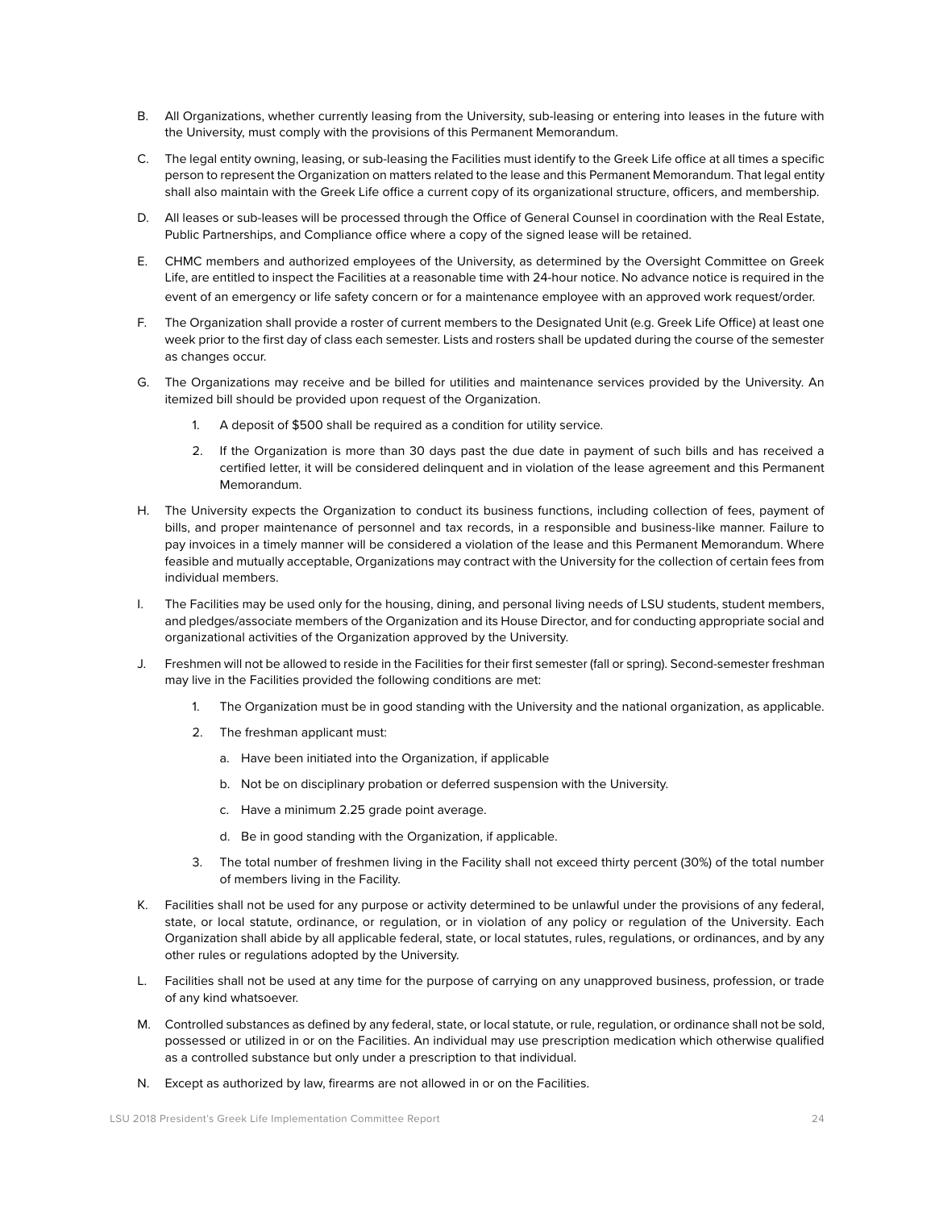B. All Organizations, whether currently leasing from the University, sub-leasing or entering into leases in the future with the University, must comply with the provisions of this Permanent Memorandum.

C. The legal entity owning, leasing, or sub-leasing the Facilities must identify to the Greek Life office at all times a specific person to represent the Organization on matters related to the lease and this Permanent Memorandum. That legal entity shall also maintain with the Greek Life office a current copy of its organizational structure, officers, and membership.

D. All leases or sub-leases will be processed through the Office of General Counsel in coordination with the Real Estate, Public Partnerships, and Compliance office where a copy of the signed lease will be retained.

E. CHMC members and authorized employees of the University, as determined by the Oversight Committee on Greek Life, are entitled to inspect the Facilities at a reasonable time with 24-hour notice. No advance notice is required in the event of an emergency or life safety concern or for a maintenance employee with an approved work request/order.

F. The Organization shall provide a roster of current members to the Designated Unit (e.g. Greek Life Office) at least one week prior to the first day of class each semester. Lists and rosters shall be updated during the course of the semester as changes occur.

G. The Organizations may receive and be billed for utilities and maintenance services provided by the University. An itemized bill should be provided upon request of the Organization.

   1. A deposit of $500 shall be required as a condition for utility service.

   2. If the Organization is more than 30 days past the due date in payment of such bills and has received a certified letter, it will be considered delinquent and in violation of the lease agreement and this Permanent Memorandum.

H. The University expects the Organization to conduct its business functions, including collection of fees, payment of bills, and proper maintenance of personnel and tax records, in a responsible and business-like manner. Failure to pay invoices in a timely manner will be considered a violation of the lease and this Permanent Memorandum. Where feasible and mutually acceptable, Organizations may contract with the University for the collection of certain fees from individual members.

I. The Facilities may be used only for the housing, dining, and personal living needs of LSU students, student members, and pledges/associate members of the Organization and its House Director, and for conducting appropriate social and organizational activities of the Organization approved by the University.

J. Freshmen will not be allowed to reside in the Facilities for their first semester (fall or spring). Second-semester freshman may live in the Facilities provided the following conditions are met:

   1. The Organization must be in good standing with the University and the national organization, as applicable.

   2. The freshman applicant must:

      a. Have been initiated into the Organization, if applicable

      b. Not be on disciplinary probation or deferred suspension with the University.

      c. Have a minimum 2.25 grade point average.

      d. Be in good standing with the Organization, if applicable.

   3. The total number of freshmen living in the Facility shall not exceed thirty percent (30%) of the total number of members living in the Facility.

K. Facilities shall not be used for any purpose or activity determined to be unlawful under the provisions of any federal, state, or local statute, ordinance, or regulation, or in violation of any policy or regulation of the University. Each Organization shall abide by all applicable federal, state, or local statutes, rules, regulations, or ordinances, and by any other rules or regulations adopted by the University.

L. Facilities shall not be used at any time for the purpose of carrying on any unapproved business, profession, or trade of any kind whatsoever.

M. Controlled substances as defined by any federal, state, or local statute, or rule, regulation, or ordinance shall not be sold, possessed or utilized in or on the Facilities. An individual may use prescription medication which otherwise qualified as a controlled substance but only under a prescription to that individual.

N. Except as authorized by law, firearms are not allowed in or on the Facilities.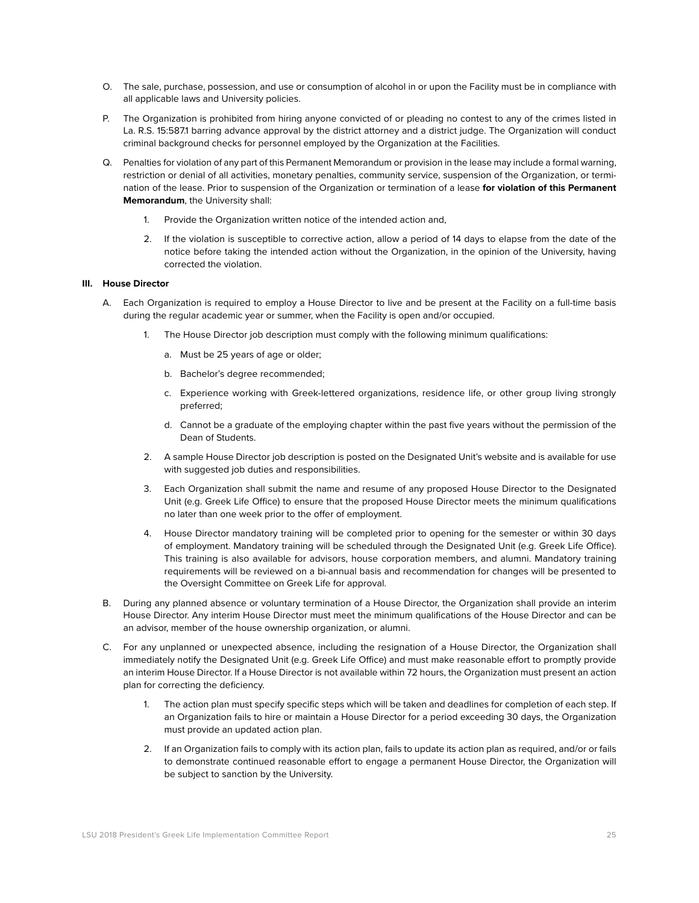O. The sale, purchase, possession, and use or consumption of alcohol in or upon the Facility must be in compliance with all applicable laws and University policies.

P. The Organization is prohibited from hiring anyone convicted of or pleading no contest to any of the crimes listed in La. R.S. 15:587.1 barring advance approval by the district attorney and a district judge. The Organization will conduct criminal background checks for personnel employed by the Organization at the Facilities.

Q. Penalties for violation of any part of this Permanent Memorandum or provision in the lease may include a formal warning, restriction or denial of all activities, monetary penalties, community service, suspension of the Organization, or termination of the lease. Prior to suspension of the Organization or termination of a lease **for violation of this Permanent Memorandum**, the University shall:

1. Provide the Organization written notice of the intended action and,
2. If the violation is susceptible to corrective action, allow a period of 14 days to elapse from the date of the notice before taking the intended action without the Organization, in the opinion of the University, having corrected the violation.

**III. House Director**

A. Each Organization is required to employ a House Director to live and be present at the Facility on a full-time basis during the regular academic year or summer, when the Facility is open and/or occupied.

1. The House Director job description must comply with the following minimum qualifications:
   a. Must be 25 years of age or older;
   b. Bachelor's degree recommended;
   c. Experience working with Greek-lettered organizations, residence life, or other group living strongly preferred;
   d. Cannot be a graduate of the employing chapter within the past five years without the permission of the Dean of Students.
2. A sample House Director job description is posted on the Designated Unit's website and is available for use with suggested job duties and responsibilities.
3. Each Organization shall submit the name and resume of any proposed House Director to the Designated Unit (e.g. Greek Life Office) to ensure that the proposed House Director meets the minimum qualifications no later than one week prior to the offer of employment.
4. House Director mandatory training will be completed prior to opening for the semester or within 30 days of employment. Mandatory training will be scheduled through the Designated Unit (e.g. Greek Life Office). This training is also available for advisors, house corporation members, and alumni. Mandatory training requirements will be reviewed on a bi-annual basis and recommendation for changes will be presented to the Oversight Committee on Greek Life for approval.

B. During any planned absence or voluntary termination of a House Director, the Organization shall provide an interim House Director. Any interim House Director must meet the minimum qualifications of the House Director and can be an advisor, member of the house ownership organization, or alumni.

C. For any unplanned or unexpected absence, including the resignation of a House Director, the Organization shall immediately notify the Designated Unit (e.g. Greek Life Office) and must make reasonable effort to promptly provide an interim House Director. If a House Director is not available within 72 hours, the Organization must present an action plan for correcting the deficiency.

1. The action plan must specify specific steps which will be taken and deadlines for completion of each step. If an Organization fails to hire or maintain a House Director for a period exceeding 30 days, the Organization must provide an updated action plan.
2. If an Organization fails to comply with its action plan, fails to update its action plan as required, and/or or fails to demonstrate continued reasonable effort to engage a permanent House Director, the Organization will be subject to sanction by the University.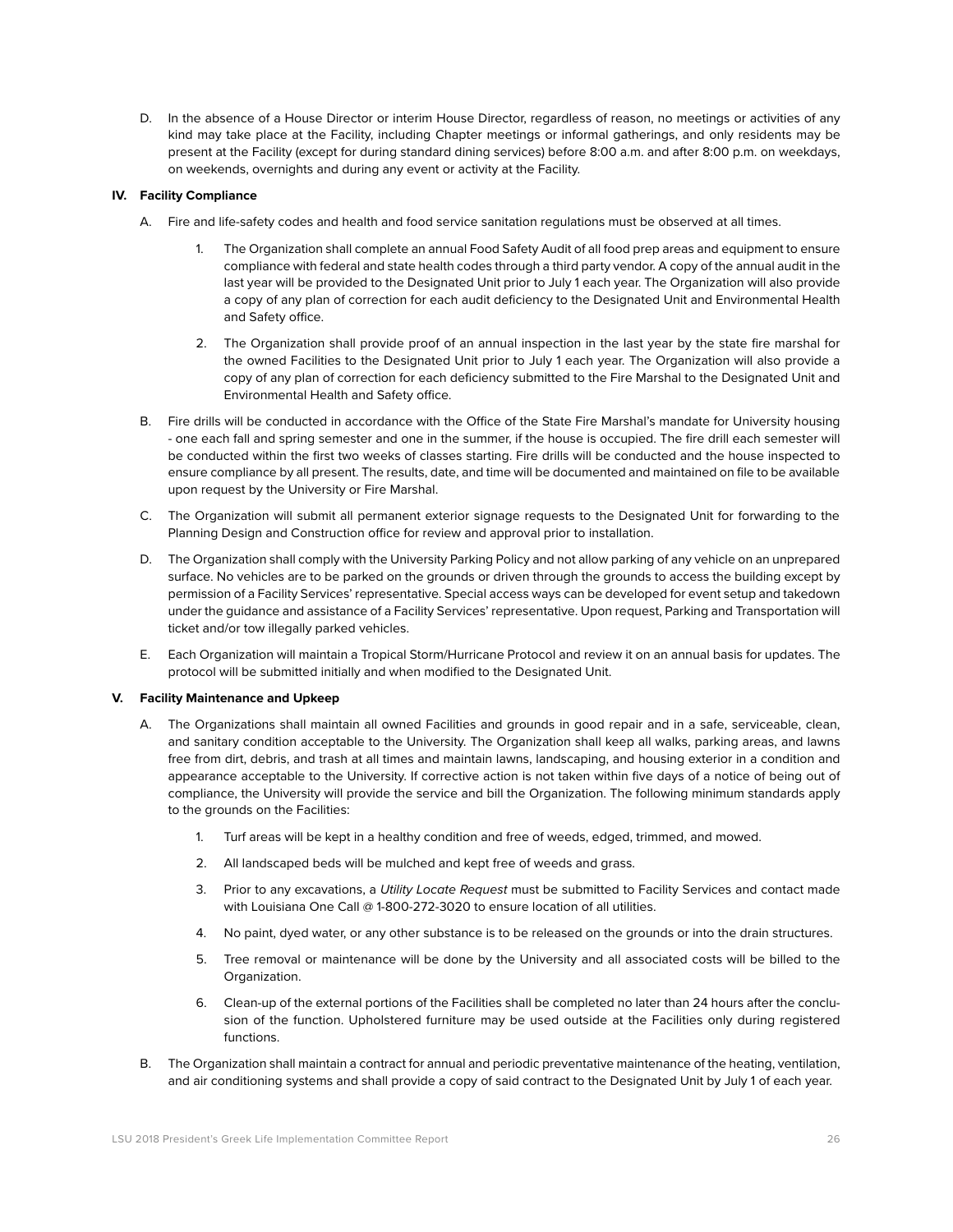D. In the absence of a House Director or interim House Director, regardless of reason, no meetings or activities of any kind may take place at the Facility, including Chapter meetings or informal gatherings, and only residents may be present at the Facility (except for during standard dining services) before 8:00 a.m. and after 8:00 p.m. on weekdays, on weekends, overnights and during any event or activity at the Facility.

**IV. Facility Compliance**

A. Fire and life-safety codes and health and food service sanitation regulations must be observed at all times.

1. The Organization shall complete an annual Food Safety Audit of all food prep areas and equipment to ensure compliance with federal and state health codes through a third party vendor. A copy of the annual audit in the last year will be provided to the Designated Unit prior to July 1 each year. The Organization will also provide a copy of any plan of correction for each audit deficiency to the Designated Unit and Environmental Health and Safety office.

2. The Organization shall provide proof of an annual inspection in the last year by the state fire marshal for the owned Facilities to the Designated Unit prior to July 1 each year. The Organization will also provide a copy of any plan of correction for each deficiency submitted to the Fire Marshal to the Designated Unit and Environmental Health and Safety office.

B. Fire drills will be conducted in accordance with the Office of the State Fire Marshal's mandate for University housing - one each fall and spring semester and one in the summer, if the house is occupied. The fire drill each semester will be conducted within the first two weeks of classes starting. Fire drills will be conducted and the house inspected to ensure compliance by all present. The results, date, and time will be documented and maintained on file to be available upon request by the University or Fire Marshal.

C. The Organization will submit all permanent exterior signage requests to the Designated Unit for forwarding to the Planning Design and Construction office for review and approval prior to installation.

D. The Organization shall comply with the University Parking Policy and not allow parking of any vehicle on an unprepared surface. No vehicles are to be parked on the grounds or driven through the grounds to access the building except by permission of a Facility Services' representative. Special access ways can be developed for event setup and takedown under the guidance and assistance of a Facility Services' representative. Upon request, Parking and Transportation will ticket and/or tow illegally parked vehicles.

E. Each Organization will maintain a Tropical Storm/Hurricane Protocol and review it on an annual basis for updates. The protocol will be submitted initially and when modified to the Designated Unit.

**V. Facility Maintenance and Upkeep**

A. The Organizations shall maintain all owned Facilities and grounds in good repair and in a safe, serviceable, clean, and sanitary condition acceptable to the University. The Organization shall keep all walks, parking areas, and lawns free from dirt, debris, and trash at all times and maintain lawns, landscaping, and housing exterior in a condition and appearance acceptable to the University. If corrective action is not taken within five days of a notice of being out of compliance, the University will provide the service and bill the Organization. The following minimum standards apply to the grounds on the Facilities:

1. Turf areas will be kept in a healthy condition and free of weeds, edged, trimmed, and mowed.

2. All landscaped beds will be mulched and kept free of weeds and grass.

3. Prior to any excavations, a *Utility Locate Request* must be submitted to Facility Services and contact made with Louisiana One Call @ 1-800-272-3020 to ensure location of all utilities.

4. No paint, dyed water, or any other substance is to be released on the grounds or into the drain structures.

5. Tree removal or maintenance will be done by the University and all associated costs will be billed to the Organization.

6. Clean-up of the external portions of the Facilities shall be completed no later than 24 hours after the conclusion of the function. Upholstered furniture may be used outside at the Facilities only during registered functions.

B. The Organization shall maintain a contract for annual and periodic preventative maintenance of the heating, ventilation, and air conditioning systems and shall provide a copy of said contract to the Designated Unit by July 1 of each year.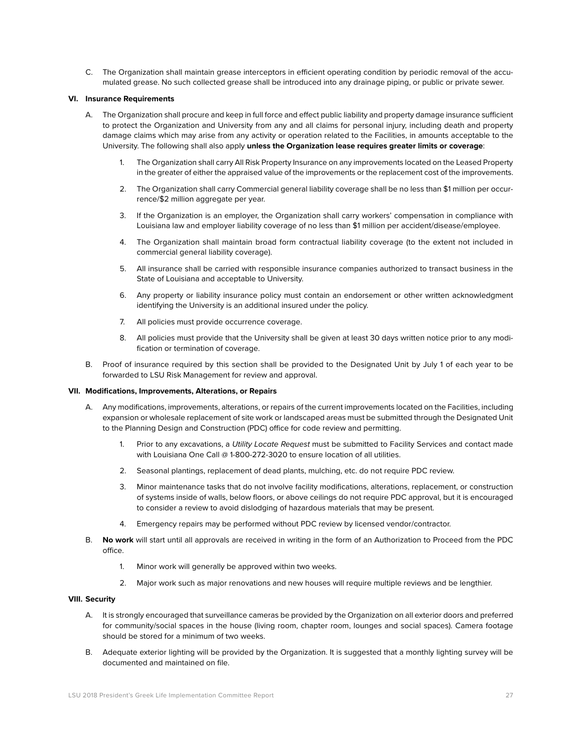C. The Organization shall maintain grease interceptors in efficient operating condition by periodic removal of the accumulated grease. No such collected grease shall be introduced into any drainage piping, or public or private sewer.

### VI. Insurance Requirements

A. The Organization shall procure and keep in full force and effect public liability and property damage insurance sufficient to protect the Organization and University from any and all claims for personal injury, including death and property damage claims which may arise from any activity or operation related to the Facilities, in amounts acceptable to the University. The following shall also apply **unless the Organization lease requires greater limits or coverage**:

   1. The Organization shall carry All Risk Property Insurance on any improvements located on the Leased Property in the greater of either the appraised value of the improvements or the replacement cost of the improvements.

   2. The Organization shall carry Commercial general liability coverage shall be no less than $1 million per occurrence/$2 million aggregate per year.

   3. If the Organization is an employer, the Organization shall carry workers' compensation in compliance with Louisiana law and employer liability coverage of no less than $1 million per accident/disease/employee.

   4. The Organization shall maintain broad form contractual liability coverage (to the extent not included in commercial general liability coverage).

   5. All insurance shall be carried with responsible insurance companies authorized to transact business in the State of Louisiana and acceptable to University.

   6. Any property or liability insurance policy must contain an endorsement or other written acknowledgment identifying the University is an additional insured under the policy.

   7. All policies must provide occurrence coverage.

   8. All policies must provide that the University shall be given at least 30 days written notice prior to any modification or termination of coverage.

B. Proof of insurance required by this section shall be provided to the Designated Unit by July 1 of each year to be forwarded to LSU Risk Management for review and approval.

### VII. Modifications, Improvements, Alterations, or Repairs

A. Any modifications, improvements, alterations, or repairs of the current improvements located on the Facilities, including expansion or wholesale replacement of site work or landscaped areas must be submitted through the Designated Unit to the Planning Design and Construction (PDC) office for code review and permitting.

   1. Prior to any excavations, a *Utility Locate Request* must be submitted to Facility Services and contact made with Louisiana One Call @ 1-800-272-3020 to ensure location of all utilities.

   2. Seasonal plantings, replacement of dead plants, mulching, etc. do not require PDC review.

   3. Minor maintenance tasks that do not involve facility modifications, alterations, replacement, or construction of systems inside of walls, below floors, or above ceilings do not require PDC approval, but it is encouraged to consider a review to avoid dislodging of hazardous materials that may be present.

   4. Emergency repairs may be performed without PDC review by licensed vendor/contractor.

B. **No work** will start until all approvals are received in writing in the form of an Authorization to Proceed from the PDC office.

   1. Minor work will generally be approved within two weeks.

   2. Major work such as major renovations and new houses will require multiple reviews and be lengthier.

### VIII. Security

A. It is strongly encouraged that surveillance cameras be provided by the Organization on all exterior doors and preferred for community/social spaces in the house (living room, chapter room, lounges and social spaces). Camera footage should be stored for a minimum of two weeks.

B. Adequate exterior lighting will be provided by the Organization. It is suggested that a monthly lighting survey will be documented and maintained on file.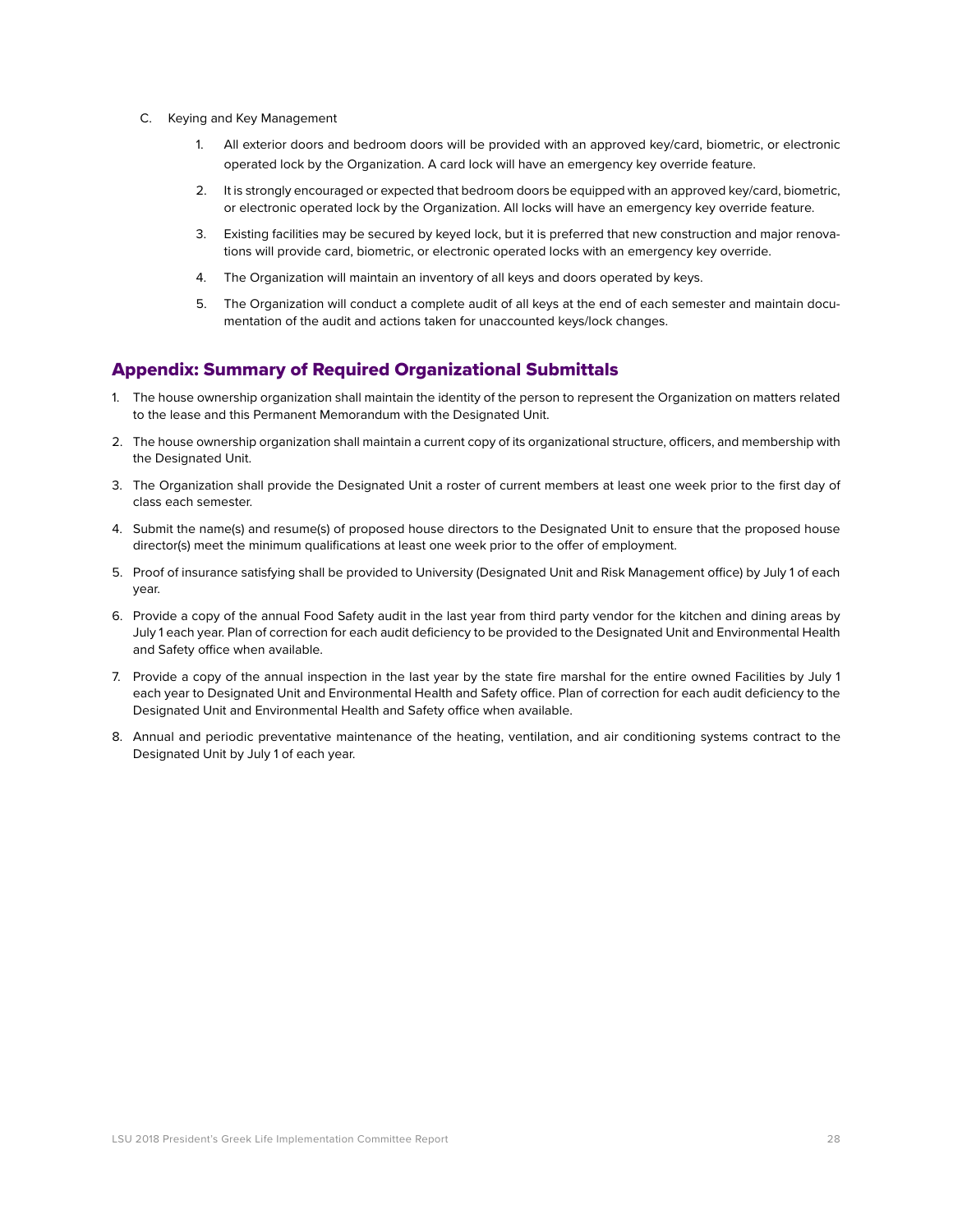C. Keying and Key Management

1. All exterior doors and bedroom doors will be provided with an approved key/card, biometric, or electronic operated lock by the Organization. A card lock will have an emergency key override feature.
2. It is strongly encouraged or expected that bedroom doors be equipped with an approved key/card, biometric, or electronic operated lock by the Organization. All locks will have an emergency key override feature.
3. Existing facilities may be secured by keyed lock, but it is preferred that new construction and major renovations will provide card, biometric, or electronic operated locks with an emergency key override.
4. The Organization will maintain an inventory of all keys and doors operated by keys.
5. The Organization will conduct a complete audit of all keys at the end of each semester and maintain documentation of the audit and actions taken for unaccounted keys/lock changes.

## Appendix: Summary of Required Organizational Submittals

1. The house ownership organization shall maintain the identity of the person to represent the Organization on matters related to the lease and this Permanent Memorandum with the Designated Unit.
2. The house ownership organization shall maintain a current copy of its organizational structure, officers, and membership with the Designated Unit.
3. The Organization shall provide the Designated Unit a roster of current members at least one week prior to the first day of class each semester.
4. Submit the name(s) and resume(s) of proposed house directors to the Designated Unit to ensure that the proposed house director(s) meet the minimum qualifications at least one week prior to the offer of employment.
5. Proof of insurance satisfying shall be provided to University (Designated Unit and Risk Management office) by July 1 of each year.
6. Provide a copy of the annual Food Safety audit in the last year from third party vendor for the kitchen and dining areas by July 1 each year. Plan of correction for each audit deficiency to be provided to the Designated Unit and Environmental Health and Safety office when available.
7. Provide a copy of the annual inspection in the last year by the state fire marshal for the entire owned Facilities by July 1 each year to Designated Unit and Environmental Health and Safety office. Plan of correction for each audit deficiency to the Designated Unit and Environmental Health and Safety office when available.
8. Annual and periodic preventative maintenance of the heating, ventilation, and air conditioning systems contract to the Designated Unit by July 1 of each year.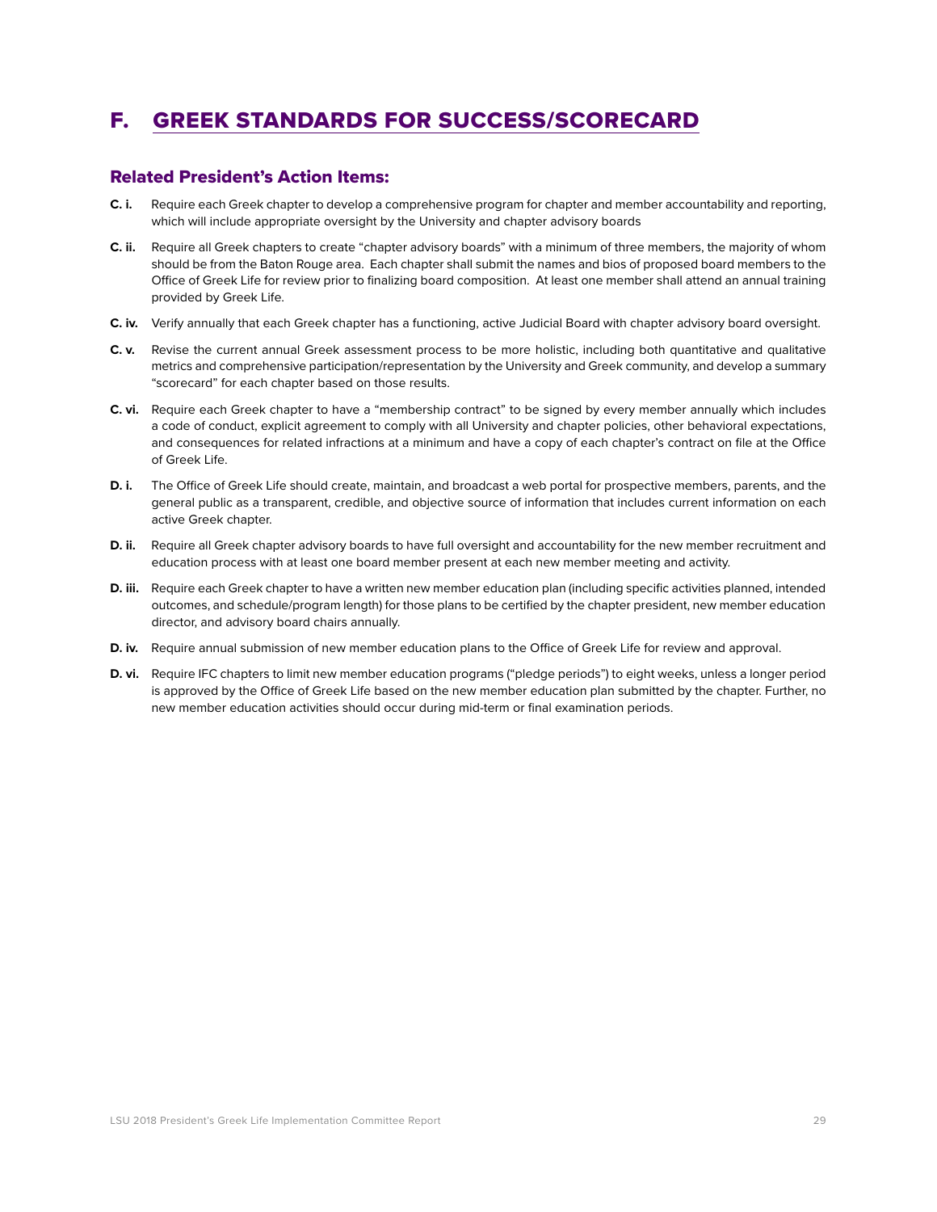# F. GREEK STANDARDS FOR SUCCESS/SCORECARD

## Related President's Action Items:

**C. i.** Require each Greek chapter to develop a comprehensive program for chapter and member accountability and reporting, which will include appropriate oversight by the University and chapter advisory boards

**C. ii.** Require all Greek chapters to create "chapter advisory boards" with a minimum of three members, the majority of whom should be from the Baton Rouge area. Each chapter shall submit the names and bios of proposed board members to the Office of Greek Life for review prior to finalizing board composition. At least one member shall attend an annual training provided by Greek Life.

**C. iv.** Verify annually that each Greek chapter has a functioning, active Judicial Board with chapter advisory board oversight.

**C. v.** Revise the current annual Greek assessment process to be more holistic, including both quantitative and qualitative metrics and comprehensive participation/representation by the University and Greek community, and develop a summary "scorecard" for each chapter based on those results.

**C. vi.** Require each Greek chapter to have a "membership contract" to be signed by every member annually which includes a code of conduct, explicit agreement to comply with all University and chapter policies, other behavioral expectations, and consequences for related infractions at a minimum and have a copy of each chapter's contract on file at the Office of Greek Life.

**D. i.** The Office of Greek Life should create, maintain, and broadcast a web portal for prospective members, parents, and the general public as a transparent, credible, and objective source of information that includes current information on each active Greek chapter.

**D. ii.** Require all Greek chapter advisory boards to have full oversight and accountability for the new member recruitment and education process with at least one board member present at each new member meeting and activity.

**D. iii.** Require each Greek chapter to have a written new member education plan (including specific activities planned, intended outcomes, and schedule/program length) for those plans to be certified by the chapter president, new member education director, and advisory board chairs annually.

**D. iv.** Require annual submission of new member education plans to the Office of Greek Life for review and approval.

**D. vi.** Require IFC chapters to limit new member education programs ("pledge periods") to eight weeks, unless a longer period is approved by the Office of Greek Life based on the new member education plan submitted by the chapter. Further, no new member education activities should occur during mid-term or final examination periods.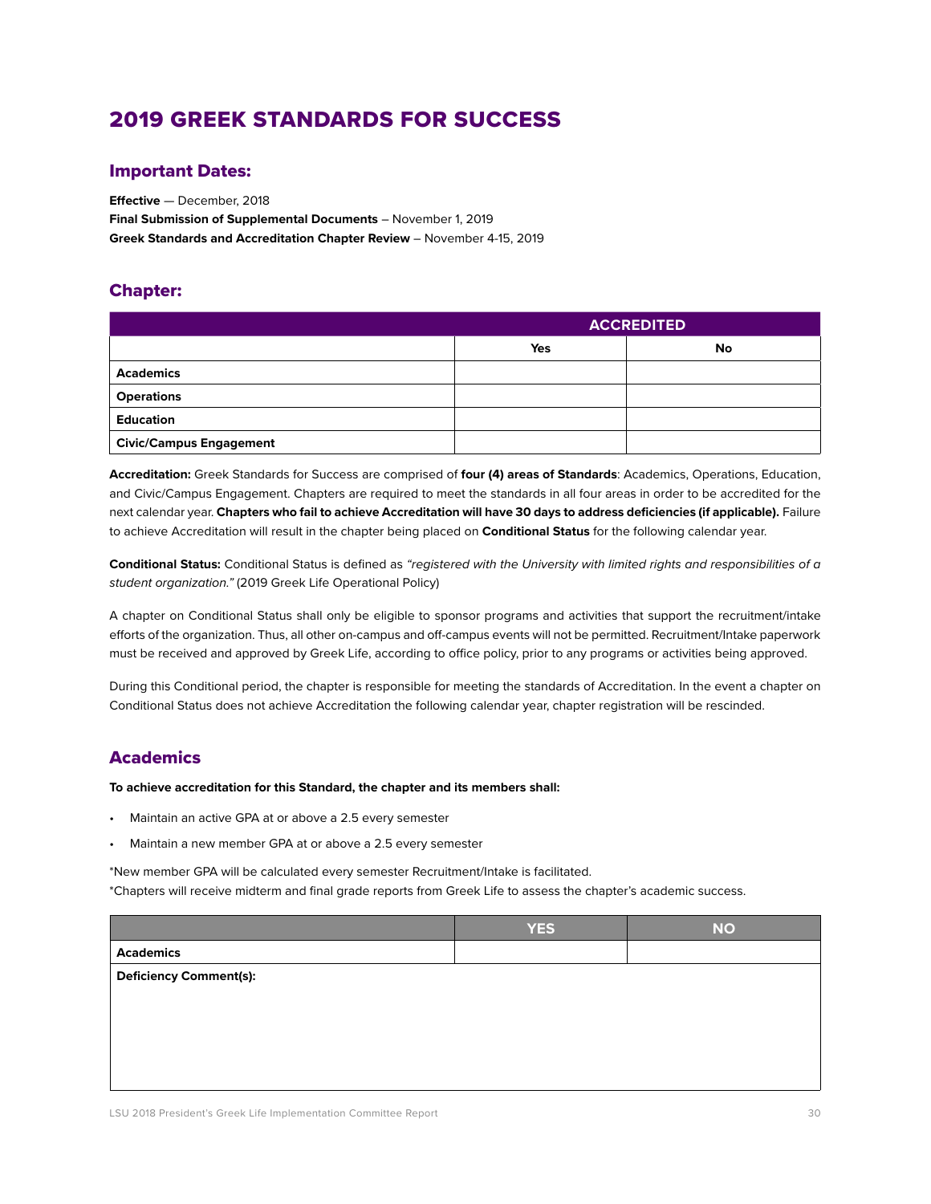# 2019 GREEK STANDARDS FOR SUCCESS

## Important Dates:

**Effective** — December, 2018
**Final Submission of Supplemental Documents** – November 1, 2019
**Greek Standards and Accreditation Chapter Review** – November 4-15, 2019

## Chapter:

| | ACCREDITED | |
|---|---|---|
| | **Yes** | **No** |
| **Academics** | | |
| **Operations** | | |
| **Education** | | |
| **Civic/Campus Engagement** | | |

**Accreditation:** Greek Standards for Success are comprised of **four (4) areas of Standards**: Academics, Operations, Education, and Civic/Campus Engagement. Chapters are required to meet the standards in all four areas in order to be accredited for the next calendar year. **Chapters who fail to achieve Accreditation will have 30 days to address deficiencies (if applicable).** Failure to achieve Accreditation will result in the chapter being placed on **Conditional Status** for the following calendar year.

**Conditional Status:** Conditional Status is defined as *"registered with the University with limited rights and responsibilities of a student organization."* (2019 Greek Life Operational Policy)

A chapter on Conditional Status shall only be eligible to sponsor programs and activities that support the recruitment/intake efforts of the organization. Thus, all other on-campus and off-campus events will not be permitted. Recruitment/Intake paperwork must be received and approved by Greek Life, according to office policy, prior to any programs or activities being approved.

During this Conditional period, the chapter is responsible for meeting the standards of Accreditation. In the event a chapter on Conditional Status does not achieve Accreditation the following calendar year, chapter registration will be rescinded.

## Academics

**To achieve accreditation for this Standard, the chapter and its members shall:**

- Maintain an active GPA at or above a 2.5 every semester
- Maintain a new member GPA at or above a 2.5 every semester

*New member GPA will be calculated every semester Recruitment/Intake is facilitated.
*Chapters will receive midterm and final grade reports from Greek Life to assess the chapter's academic success.

| | YES | NO |
|---|---|---|
| **Academics** | | |
| **Deficiency Comment(s):** | | |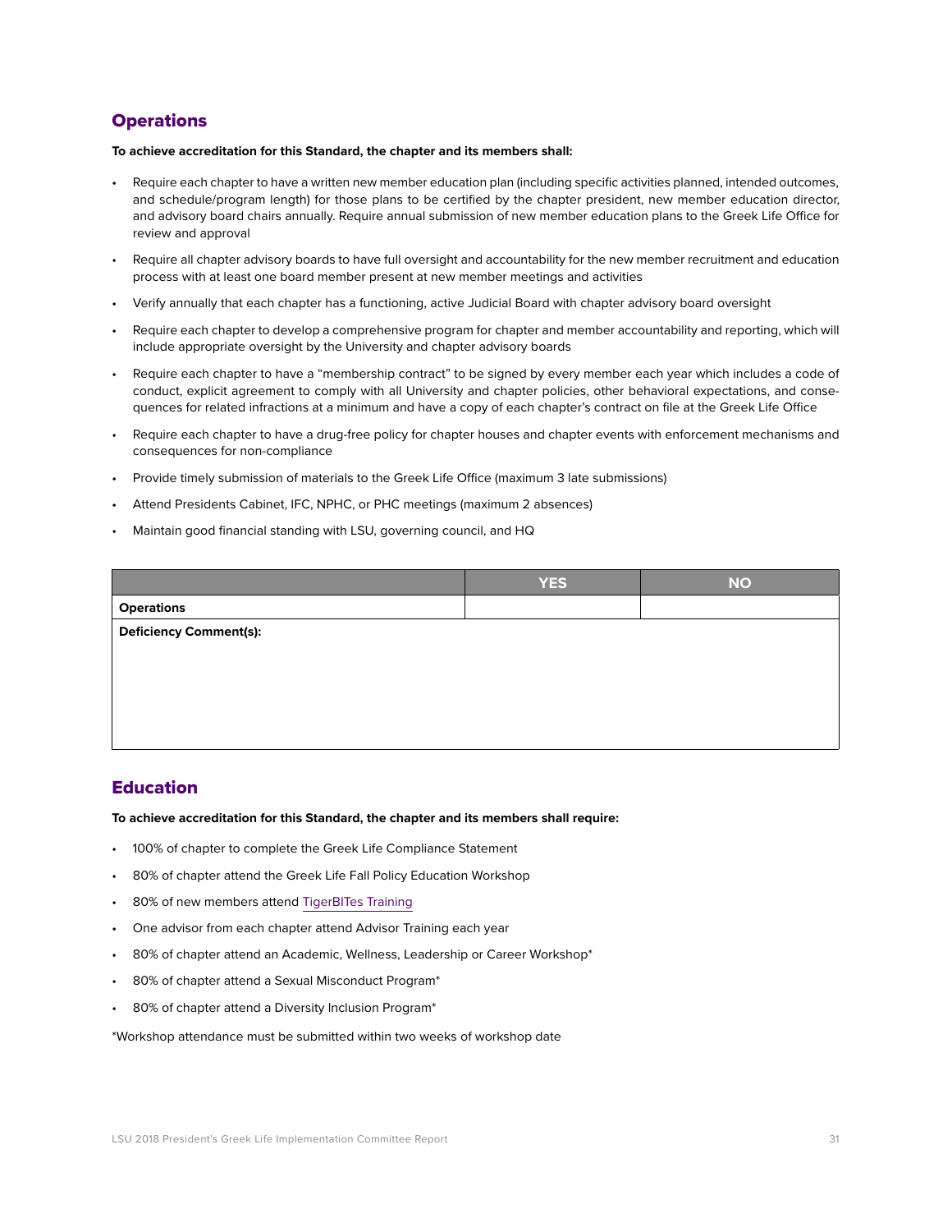## Operations

**To achieve accreditation for this Standard, the chapter and its members shall:**

- Require each chapter to have a written new member education plan (including specific activities planned, intended outcomes, and schedule/program length) for those plans to be certified by the chapter president, new member education director, and advisory board chairs annually. Require annual submission of new member education plans to the Greek Life Office for review and approval
- Require all chapter advisory boards to have full oversight and accountability for the new member recruitment and education process with at least one board member present at new member meetings and activities
- Verify annually that each chapter has a functioning, active Judicial Board with chapter advisory board oversight
- Require each chapter to develop a comprehensive program for chapter and member accountability and reporting, which will include appropriate oversight by the University and chapter advisory boards
- Require each chapter to have a "membership contract" to be signed by every member each year which includes a code of conduct, explicit agreement to comply with all University and chapter policies, other behavioral expectations, and consequences for related infractions at a minimum and have a copy of each chapter's contract on file at the Greek Life Office
- Require each chapter to have a drug-free policy for chapter houses and chapter events with enforcement mechanisms and consequences for non-compliance
- Provide timely submission of materials to the Greek Life Office (maximum 3 late submissions)
- Attend Presidents Cabinet, IFC, NPHC, or PHC meetings (maximum 2 absences)
- Maintain good financial standing with LSU, governing council, and HQ

| | YES | NO |
|---|---|---|
| **Operations** | | |
| **Deficiency Comment(s):** | | |

## Education

**To achieve accreditation for this Standard, the chapter and its members shall require:**

- 100% of chapter to complete the Greek Life Compliance Statement
- 80% of chapter attend the Greek Life Fall Policy Education Workshop
- 80% of new members attend TigerBITes Training
- One advisor from each chapter attend Advisor Training each year
- 80% of chapter attend an Academic, Wellness, Leadership or Career Workshop*
- 80% of chapter attend a Sexual Misconduct Program*
- 80% of chapter attend a Diversity Inclusion Program*

*Workshop attendance must be submitted within two weeks of workshop date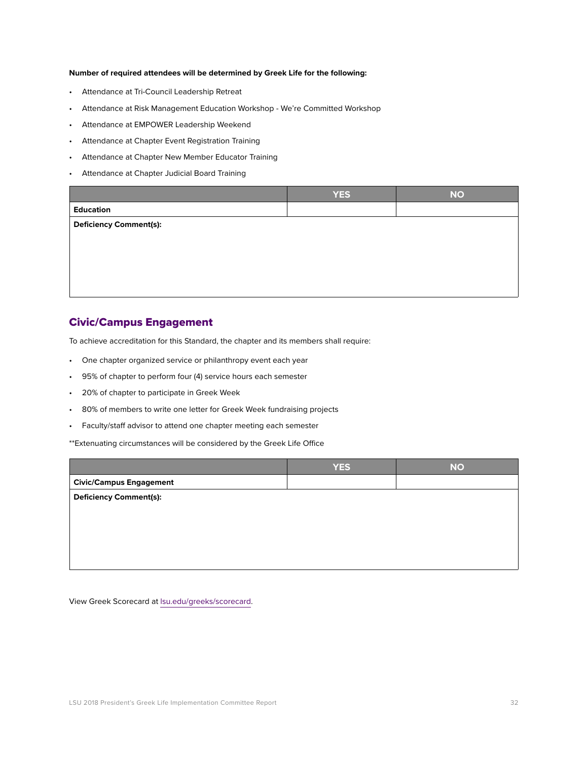**Number of required attendees will be determined by Greek Life for the following:**

- Attendance at Tri-Council Leadership Retreat
- Attendance at Risk Management Education Workshop - We're Committed Workshop
- Attendance at EMPOWER Leadership Weekend
- Attendance at Chapter Event Registration Training
- Attendance at Chapter New Member Educator Training
- Attendance at Chapter Judicial Board Training

| | YES | NO |
|---|---|---|
| **Education** | | |
| **Deficiency Comment(s):** | | |

## Civic/Campus Engagement

To achieve accreditation for this Standard, the chapter and its members shall require:

- One chapter organized service or philanthropy event each year
- 95% of chapter to perform four (4) service hours each semester
- 20% of chapter to participate in Greek Week
- 80% of members to write one letter for Greek Week fundraising projects
- Faculty/staff advisor to attend one chapter meeting each semester

**Extenuating circumstances will be considered by the Greek Life Office

| | YES | NO |
|---|---|---|
| **Civic/Campus Engagement** | | |
| **Deficiency Comment(s):** | | |

View Greek Scorecard at lsu.edu/greeks/scorecard.